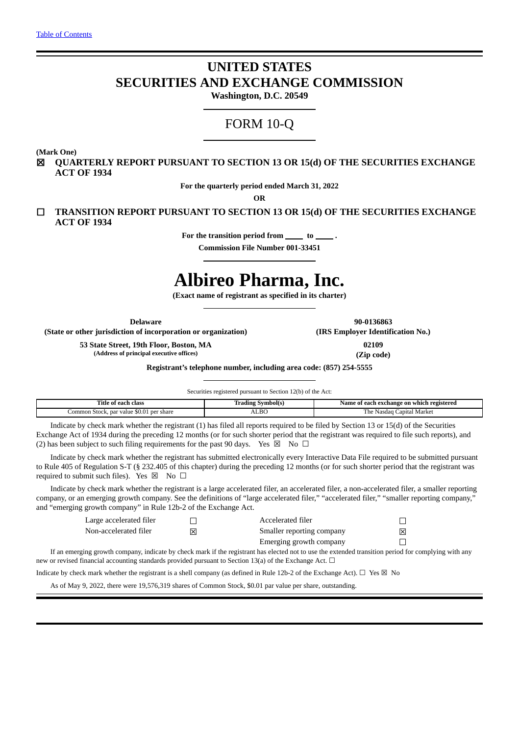[Table of Contents](#)

# UNITED STATES
# SECURITIES AND EXCHANGE COMMISSION

**Washington, D.C. 20549**

## FORM 10-Q

**(Mark One)**

☒ **QUARTERLY REPORT PURSUANT TO SECTION 13 OR 15(d) OF THE SECURITIES EXCHANGE ACT OF 1934**

**For the quarterly period ended March 31, 2022**

**OR**

☐ **TRANSITION REPORT PURSUANT TO SECTION 13 OR 15(d) OF THE SECURITIES EXCHANGE ACT OF 1934**

**For the transition period from \_\_\_\_ to \_\_\_\_ .**

**Commission File Number 001-33451**

# Albireo Pharma, Inc.

**(Exact name of registrant as specified in its charter)**

| | |
|---|---|
| **Delaware** | **90-0136863** |
| **(State or other jurisdiction of incorporation or organization)** | **(IRS Employer Identification No.)** |
| **53 State Street, 19th Floor, Boston, MA** | **02109** |
| **(Address of principal executive offices)** | **(Zip code)** |

**Registrant's telephone number, including area code: (857) 254-5555**

Securities registered pursuant to Section 12(b) of the Act:

| Title of each class | Trading Symbol(s) | Name of each exchange on which registered |
|---|---|---|
| Common Stock, par value $0.01 per share | ALBO | The Nasdaq Capital Market |

Indicate by check mark whether the registrant (1) has filed all reports required to be filed by Section 13 or 15(d) of the Securities Exchange Act of 1934 during the preceding 12 months (or for such shorter period that the registrant was required to file such reports), and (2) has been subject to such filing requirements for the past 90 days. Yes ☒ No ☐

Indicate by check mark whether the registrant has submitted electronically every Interactive Data File required to be submitted pursuant to Rule 405 of Regulation S-T (§ 232.405 of this chapter) during the preceding 12 months (or for such shorter period that the registrant was required to submit such files). Yes ☒ No ☐

Indicate by check mark whether the registrant is a large accelerated filer, an accelerated filer, a non-accelerated filer, a smaller reporting company, or an emerging growth company. See the definitions of "large accelerated filer," "accelerated filer," "smaller reporting company," and "emerging growth company" in Rule 12b-2 of the Exchange Act.

| | | | |
|---|---|---|---|
| Large accelerated filer | ☐ | Accelerated filer | ☐ |
| Non-accelerated filer | ☒ | Smaller reporting company | ☒ |
| | | Emerging growth company | ☐ |

If an emerging growth company, indicate by check mark if the registrant has elected not to use the extended transition period for complying with any new or revised financial accounting standards provided pursuant to Section 13(a) of the Exchange Act. ☐

Indicate by check mark whether the registrant is a shell company (as defined in Rule 12b-2 of the Exchange Act). ☐ Yes ☒ No

As of May 9, 2022, there were 19,576,319 shares of Common Stock, $0.01 par value per share, outstanding.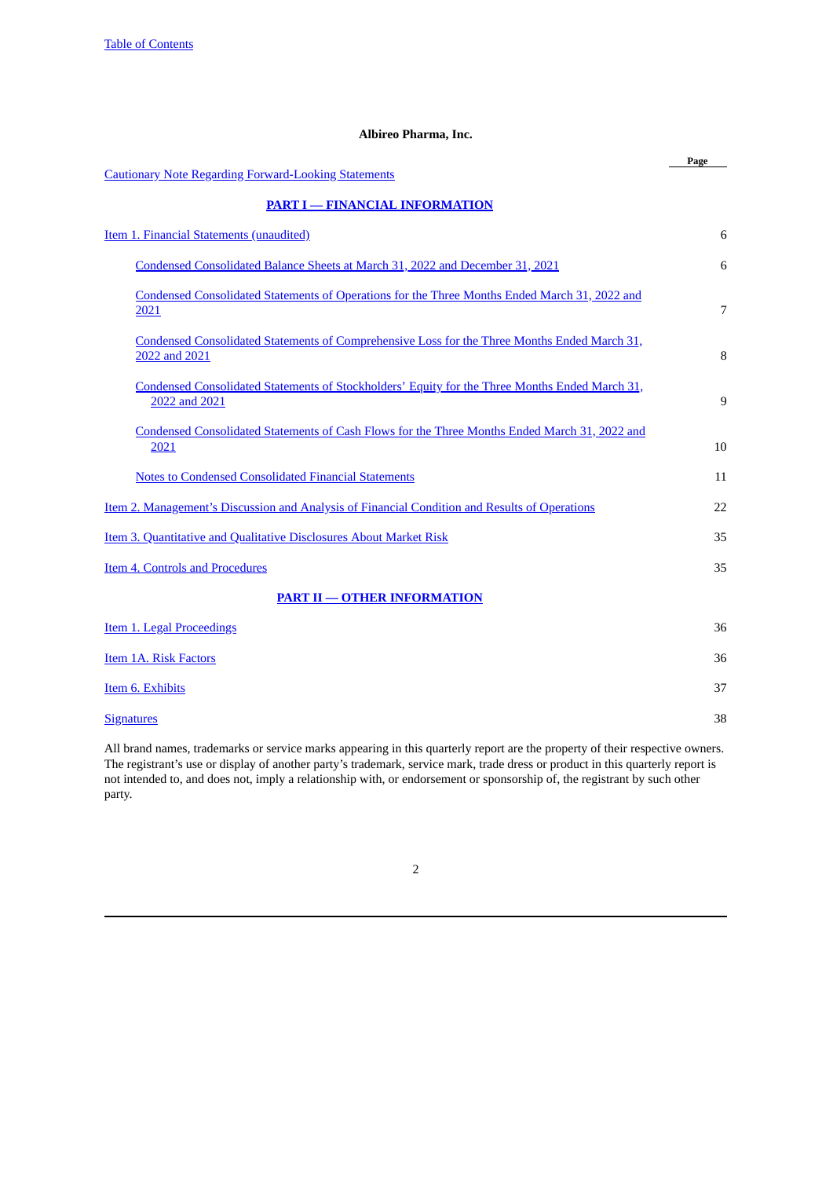**Albireo Pharma, Inc.**

| | Page |
|---|---|
| Cautionary Note Regarding Forward-Looking Statements | |
| **PART I — FINANCIAL INFORMATION** | |
| Item 1. Financial Statements (unaudited) | 6 |
| Condensed Consolidated Balance Sheets at March 31, 2022 and December 31, 2021 | 6 |
| Condensed Consolidated Statements of Operations for the Three Months Ended March 31, 2022 and 2021 | 7 |
| Condensed Consolidated Statements of Comprehensive Loss for the Three Months Ended March 31, 2022 and 2021 | 8 |
| Condensed Consolidated Statements of Stockholders' Equity for the Three Months Ended March 31, 2022 and 2021 | 9 |
| Condensed Consolidated Statements of Cash Flows for the Three Months Ended March 31, 2022 and 2021 | 10 |
| Notes to Condensed Consolidated Financial Statements | 11 |
| Item 2. Management's Discussion and Analysis of Financial Condition and Results of Operations | 22 |
| Item 3. Quantitative and Qualitative Disclosures About Market Risk | 35 |
| Item 4. Controls and Procedures | 35 |
| **PART II — OTHER INFORMATION** | |
| Item 1. Legal Proceedings | 36 |
| Item 1A. Risk Factors | 36 |
| Item 6. Exhibits | 37 |
| Signatures | 38 |

All brand names, trademarks or service marks appearing in this quarterly report are the property of their respective owners. The registrant's use or display of another party's trademark, service mark, trade dress or product in this quarterly report is not intended to, and does not, imply a relationship with, or endorsement or sponsorship of, the registrant by such other party.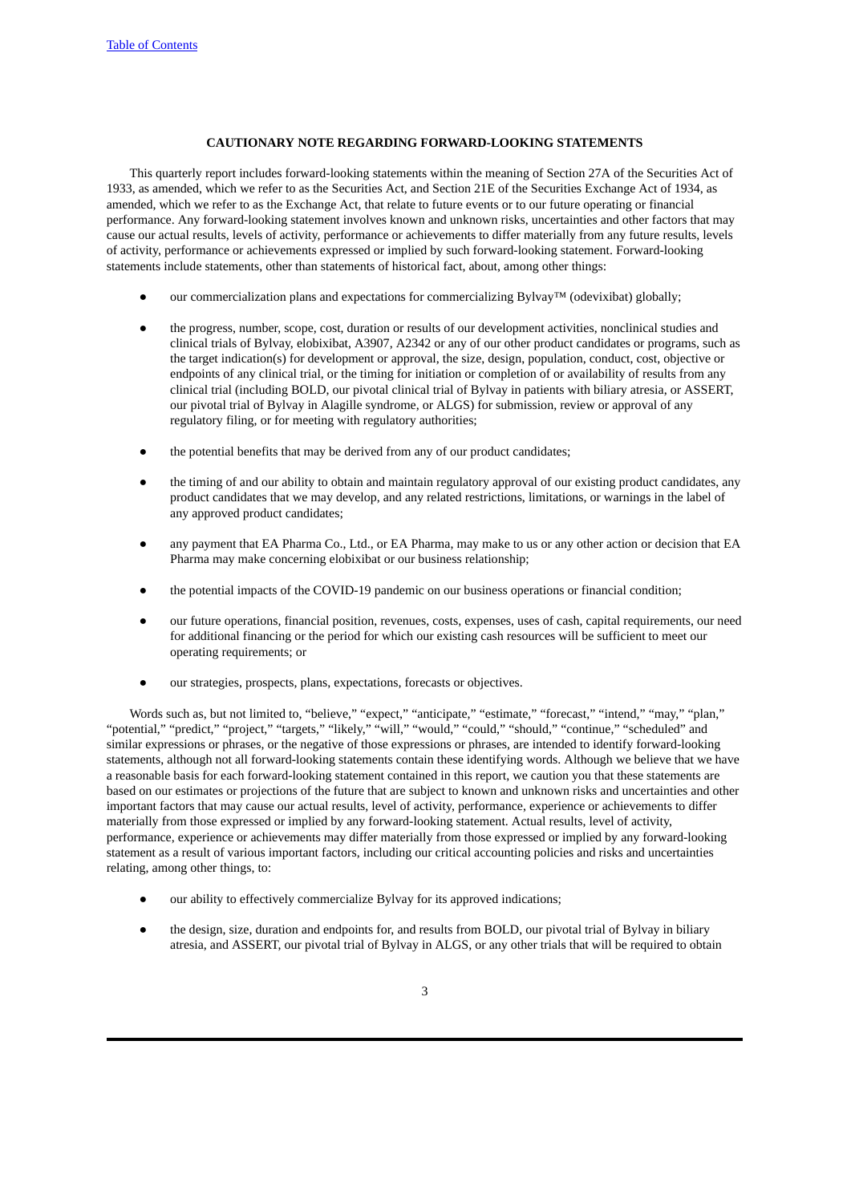## CAUTIONARY NOTE REGARDING FORWARD-LOOKING STATEMENTS

This quarterly report includes forward-looking statements within the meaning of Section 27A of the Securities Act of 1933, as amended, which we refer to as the Securities Act, and Section 21E of the Securities Exchange Act of 1934, as amended, which we refer to as the Exchange Act, that relate to future events or to our future operating or financial performance. Any forward-looking statement involves known and unknown risks, uncertainties and other factors that may cause our actual results, levels of activity, performance or achievements to differ materially from any future results, levels of activity, performance or achievements expressed or implied by such forward-looking statement. Forward-looking statements include statements, other than statements of historical fact, about, among other things:

- our commercialization plans and expectations for commercializing Bylvay™ (odevixibat) globally;
- the progress, number, scope, cost, duration or results of our development activities, nonclinical studies and clinical trials of Bylvay, elobixibat, A3907, A2342 or any of our other product candidates or programs, such as the target indication(s) for development or approval, the size, design, population, conduct, cost, objective or endpoints of any clinical trial, or the timing for initiation or completion of or availability of results from any clinical trial (including BOLD, our pivotal clinical trial of Bylvay in patients with biliary atresia, or ASSERT, our pivotal trial of Bylvay in Alagille syndrome, or ALGS) for submission, review or approval of any regulatory filing, or for meeting with regulatory authorities;
- the potential benefits that may be derived from any of our product candidates;
- the timing of and our ability to obtain and maintain regulatory approval of our existing product candidates, any product candidates that we may develop, and any related restrictions, limitations, or warnings in the label of any approved product candidates;
- any payment that EA Pharma Co., Ltd., or EA Pharma, may make to us or any other action or decision that EA Pharma may make concerning elobixibat or our business relationship;
- the potential impacts of the COVID-19 pandemic on our business operations or financial condition;
- our future operations, financial position, revenues, costs, expenses, uses of cash, capital requirements, our need for additional financing or the period for which our existing cash resources will be sufficient to meet our operating requirements; or
- our strategies, prospects, plans, expectations, forecasts or objectives.

Words such as, but not limited to, "believe," "expect," "anticipate," "estimate," "forecast," "intend," "may," "plan," "potential," "predict," "project," "targets," "likely," "will," "would," "could," "should," "continue," "scheduled" and similar expressions or phrases, or the negative of those expressions or phrases, are intended to identify forward-looking statements, although not all forward-looking statements contain these identifying words. Although we believe that we have a reasonable basis for each forward-looking statement contained in this report, we caution you that these statements are based on our estimates or projections of the future that are subject to known and unknown risks and uncertainties and other important factors that may cause our actual results, level of activity, performance, experience or achievements to differ materially from those expressed or implied by any forward-looking statement. Actual results, level of activity, performance, experience or achievements may differ materially from those expressed or implied by any forward-looking statement as a result of various important factors, including our critical accounting policies and risks and uncertainties relating, among other things, to:

- our ability to effectively commercialize Bylvay for its approved indications;
- the design, size, duration and endpoints for, and results from BOLD, our pivotal trial of Bylvay in biliary atresia, and ASSERT, our pivotal trial of Bylvay in ALGS, or any other trials that will be required to obtain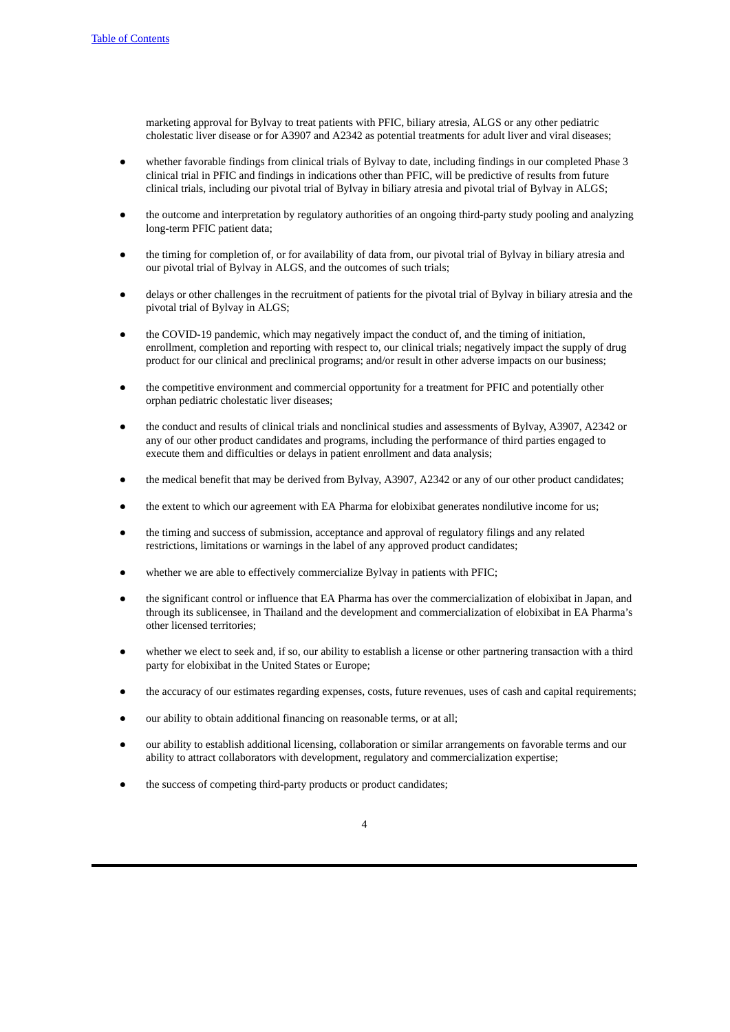marketing approval for Bylvay to treat patients with PFIC, biliary atresia, ALGS or any other pediatric cholestatic liver disease or for A3907 and A2342 as potential treatments for adult liver and viral diseases;

- whether favorable findings from clinical trials of Bylvay to date, including findings in our completed Phase 3 clinical trial in PFIC and findings in indications other than PFIC, will be predictive of results from future clinical trials, including our pivotal trial of Bylvay in biliary atresia and pivotal trial of Bylvay in ALGS;
- the outcome and interpretation by regulatory authorities of an ongoing third-party study pooling and analyzing long-term PFIC patient data;
- the timing for completion of, or for availability of data from, our pivotal trial of Bylvay in biliary atresia and our pivotal trial of Bylvay in ALGS, and the outcomes of such trials;
- delays or other challenges in the recruitment of patients for the pivotal trial of Bylvay in biliary atresia and the pivotal trial of Bylvay in ALGS;
- the COVID-19 pandemic, which may negatively impact the conduct of, and the timing of initiation, enrollment, completion and reporting with respect to, our clinical trials; negatively impact the supply of drug product for our clinical and preclinical programs; and/or result in other adverse impacts on our business;
- the competitive environment and commercial opportunity for a treatment for PFIC and potentially other orphan pediatric cholestatic liver diseases;
- the conduct and results of clinical trials and nonclinical studies and assessments of Bylvay, A3907, A2342 or any of our other product candidates and programs, including the performance of third parties engaged to execute them and difficulties or delays in patient enrollment and data analysis;
- the medical benefit that may be derived from Bylvay, A3907, A2342 or any of our other product candidates;
- the extent to which our agreement with EA Pharma for elobixibat generates nondilutive income for us;
- the timing and success of submission, acceptance and approval of regulatory filings and any related restrictions, limitations or warnings in the label of any approved product candidates;
- whether we are able to effectively commercialize Bylvay in patients with PFIC;
- the significant control or influence that EA Pharma has over the commercialization of elobixibat in Japan, and through its sublicensee, in Thailand and the development and commercialization of elobixibat in EA Pharma's other licensed territories;
- whether we elect to seek and, if so, our ability to establish a license or other partnering transaction with a third party for elobixibat in the United States or Europe;
- the accuracy of our estimates regarding expenses, costs, future revenues, uses of cash and capital requirements;
- our ability to obtain additional financing on reasonable terms, or at all;
- our ability to establish additional licensing, collaboration or similar arrangements on favorable terms and our ability to attract collaborators with development, regulatory and commercialization expertise;
- the success of competing third-party products or product candidates;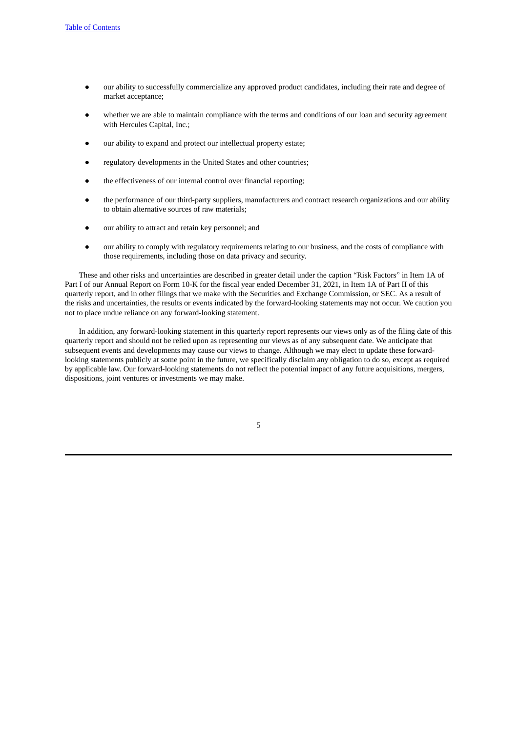- our ability to successfully commercialize any approved product candidates, including their rate and degree of market acceptance;
- whether we are able to maintain compliance with the terms and conditions of our loan and security agreement with Hercules Capital, Inc.;
- our ability to expand and protect our intellectual property estate;
- regulatory developments in the United States and other countries;
- the effectiveness of our internal control over financial reporting;
- the performance of our third-party suppliers, manufacturers and contract research organizations and our ability to obtain alternative sources of raw materials;
- our ability to attract and retain key personnel; and
- our ability to comply with regulatory requirements relating to our business, and the costs of compliance with those requirements, including those on data privacy and security.

These and other risks and uncertainties are described in greater detail under the caption "Risk Factors" in Item 1A of Part I of our Annual Report on Form 10-K for the fiscal year ended December 31, 2021, in Item 1A of Part II of this quarterly report, and in other filings that we make with the Securities and Exchange Commission, or SEC. As a result of the risks and uncertainties, the results or events indicated by the forward-looking statements may not occur. We caution you not to place undue reliance on any forward-looking statement.

In addition, any forward-looking statement in this quarterly report represents our views only as of the filing date of this quarterly report and should not be relied upon as representing our views as of any subsequent date. We anticipate that subsequent events and developments may cause our views to change. Although we may elect to update these forward-looking statements publicly at some point in the future, we specifically disclaim any obligation to do so, except as required by applicable law. Our forward-looking statements do not reflect the potential impact of any future acquisitions, mergers, dispositions, joint ventures or investments we may make.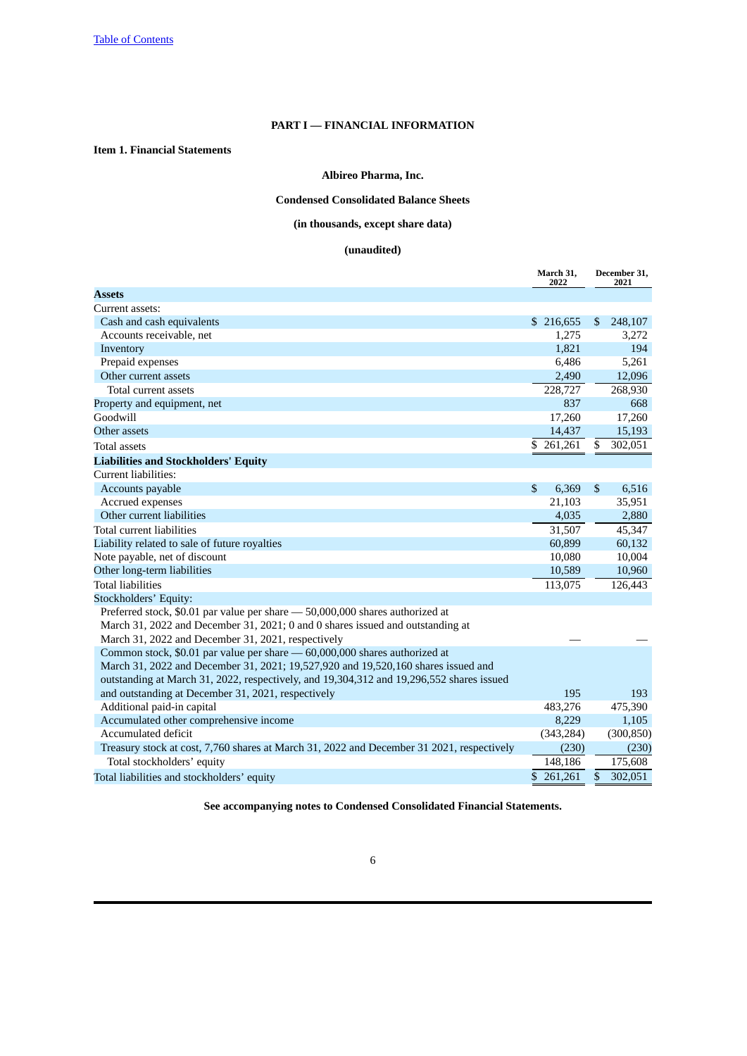[Table of Contents](#)

# PART I — FINANCIAL INFORMATION

## Item 1. Financial Statements

### Albireo Pharma, Inc.

### Condensed Consolidated Balance Sheets

### (in thousands, except share data)

### (unaudited)

| | March 31, 2022 | December 31, 2021 |
|---|---|---|
| **Assets** | | |
| Current assets: | | |
| Cash and cash equivalents | $ 216,655 | $ 248,107 |
| Accounts receivable, net | 1,275 | 3,272 |
| Inventory | 1,821 | 194 |
| Prepaid expenses | 6,486 | 5,261 |
| Other current assets | 2,490 | 12,096 |
| Total current assets | 228,727 | 268,930 |
| Property and equipment, net | 837 | 668 |
| Goodwill | 17,260 | 17,260 |
| Other assets | 14,437 | 15,193 |
| Total assets | $ 261,261 | $ 302,051 |
| **Liabilities and Stockholders' Equity** | | |
| Current liabilities: | | |
| Accounts payable | $ 6,369 | $ 6,516 |
| Accrued expenses | 21,103 | 35,951 |
| Other current liabilities | 4,035 | 2,880 |
| Total current liabilities | 31,507 | 45,347 |
| Liability related to sale of future royalties | 60,899 | 60,132 |
| Note payable, net of discount | 10,080 | 10,004 |
| Other long-term liabilities | 10,589 | 10,960 |
| Total liabilities | 113,075 | 126,443 |
| Stockholders' Equity: | | |
| Preferred stock, $0.01 par value per share — 50,000,000 shares authorized at March 31, 2022 and December 31, 2021; 0 and 0 shares issued and outstanding at March 31, 2022 and December 31, 2021, respectively | — | — |
| Common stock, $0.01 par value per share — 60,000,000 shares authorized at March 31, 2022 and December 31, 2021; 19,527,920 and 19,520,160 shares issued and outstanding at March 31, 2022, respectively, and 19,304,312 and 19,296,552 shares issued and outstanding at December 31, 2021, respectively | 195 | 193 |
| Additional paid-in capital | 483,276 | 475,390 |
| Accumulated other comprehensive income | 8,229 | 1,105 |
| Accumulated deficit | (343,284) | (300,850) |
| Treasury stock at cost, 7,760 shares at March 31, 2022 and December 31 2021, respectively | (230) | (230) |
| Total stockholders' equity | 148,186 | 175,608 |
| Total liabilities and stockholders' equity | $ 261,261 | $ 302,051 |

**See accompanying notes to Condensed Consolidated Financial Statements.**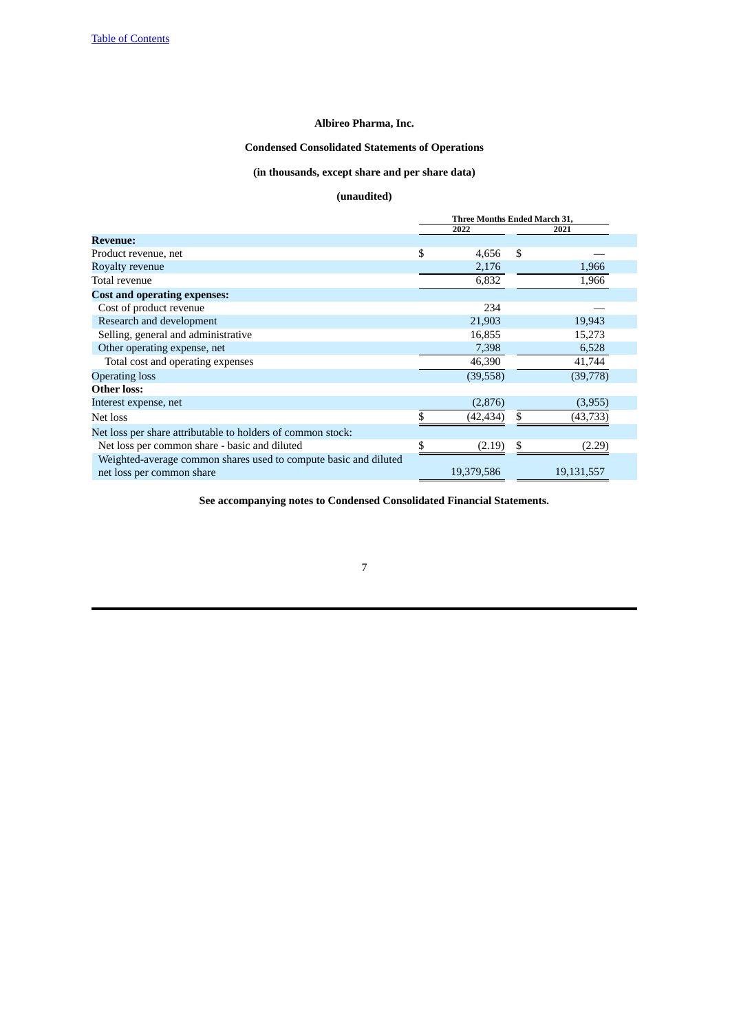**Albireo Pharma, Inc.**

**Condensed Consolidated Statements of Operations**

**(in thousands, except share and per share data)**

**(unaudited)**

| | Three Months Ended March 31, | |
|---|---|---|
| | 2022 | 2021 |
| **Revenue:** | | |
| Product revenue, net | $ 4,656 | $ — |
| Royalty revenue | 2,176 | 1,966 |
| Total revenue | 6,832 | 1,966 |
| **Cost and operating expenses:** | | |
| Cost of product revenue | 234 | — |
| Research and development | 21,903 | 19,943 |
| Selling, general and administrative | 16,855 | 15,273 |
| Other operating expense, net | 7,398 | 6,528 |
| Total cost and operating expenses | 46,390 | 41,744 |
| Operating loss | (39,558) | (39,778) |
| **Other loss:** | | |
| Interest expense, net | (2,876) | (3,955) |
| Net loss | $ (42,434) | $ (43,733) |
| Net loss per share attributable to holders of common stock: | | |
| Net loss per common share - basic and diluted | $ (2.19) | $ (2.29) |
| Weighted-average common shares used to compute basic and diluted net loss per common share | 19,379,586 | 19,131,557 |

**See accompanying notes to Condensed Consolidated Financial Statements.**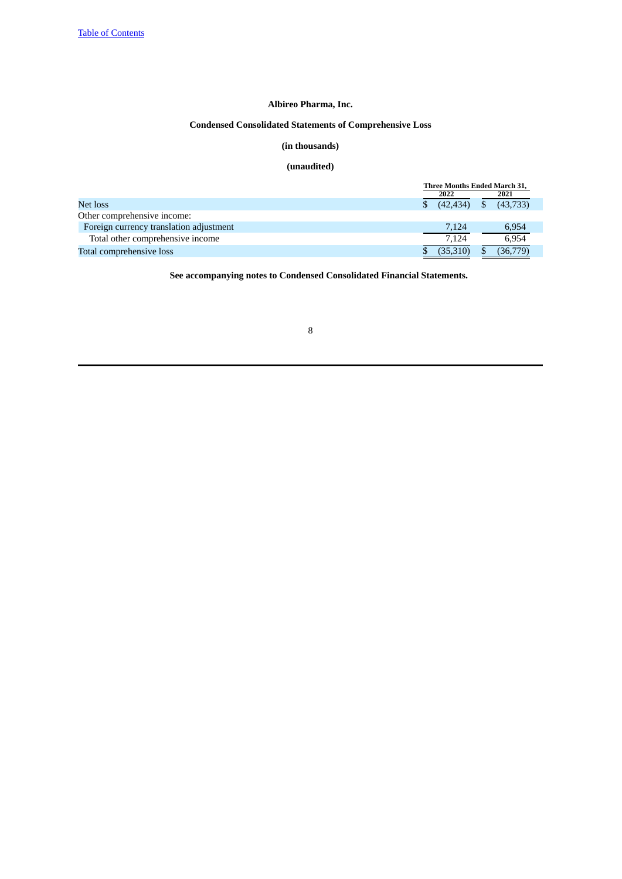**Albireo Pharma, Inc.**

**Condensed Consolidated Statements of Comprehensive Loss**

**(in thousands)**

**(unaudited)**

| | Three Months Ended March 31, | |
|---|---|---|
| | 2022 | 2021 |
| Net loss | $ (42,434) | $ (43,733) |
| Other comprehensive income: | | |
| Foreign currency translation adjustment | 7,124 | 6,954 |
| Total other comprehensive income | 7,124 | 6,954 |
| Total comprehensive loss | $ (35,310) | $ (36,779) |

**See accompanying notes to Condensed Consolidated Financial Statements.**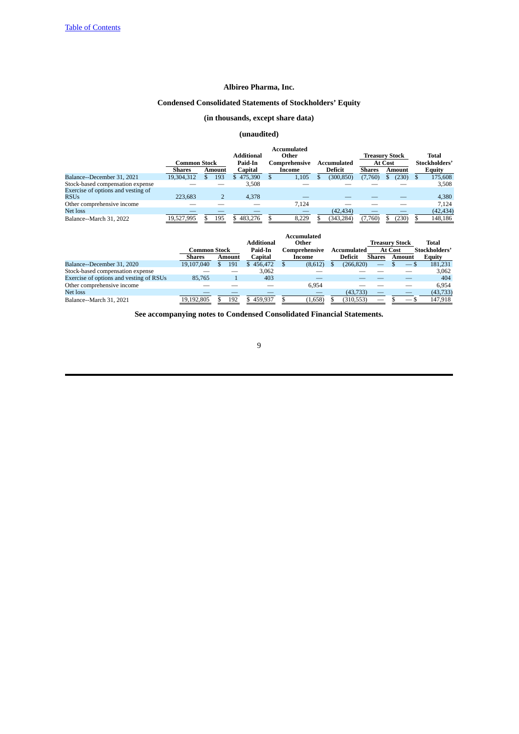[Table of Contents]

**Albireo Pharma, Inc.**

**Condensed Consolidated Statements of Stockholders' Equity**

**(in thousands, except share data)**

**(unaudited)**

| | Common Stock | | Additional Paid-In | Accumulated Other Comprehensive | Accumulated | Treasury Stock At Cost | | Total Stockholders' |
|---|---|---|---|---|---|---|---|---|
| | Shares | Amount | Capital | Income | Deficit | Shares | Amount | Equity |
| Balance--December 31, 2021 | 19,304,312 | $ 193 | $ 475,390 | $ 1,105 | $ (300,850) | (7,760) | $ (230) | $ 175,608 |
| Stock-based compensation expense | — | — | 3,508 | — | — | — | — | 3,508 |
| Exercise of options and vesting of RSUs | 223,683 | 2 | 4,378 | — | — | — | — | 4,380 |
| Other comprehensive income | — | — | — | 7,124 | — | — | — | 7,124 |
| Net loss | — | — | — | — | (42,434) | — | — | (42,434) |
| Balance--March 31, 2022 | 19,527,995 | $ 195 | $ 483,276 | $ 8,229 | $ (343,284) | (7,760) | $ (230) | $ 148,186 |

| | Common Stock | | Additional Paid-In | Accumulated Other Comprehensive | Accumulated | Treasury Stock At Cost | | Total Stockholders' |
|---|---|---|---|---|---|---|---|---|
| | Shares | Amount | Capital | Income | Deficit | Shares | Amount | Equity |
| Balance--December 31, 2020 | 19,107,040 | $ 191 | $ 456,472 | $ (8,612) | $ (266,820) | — | $ — | $ 181,231 |
| Stock-based compensation expense | — | — | 3,062 | — | — | — | — | 3,062 |
| Exercise of options and vesting of RSUs | 85,765 | 1 | 403 | — | — | — | — | 404 |
| Other comprehensive income | — | — | — | 6,954 | — | — | — | 6,954 |
| Net loss | — | — | — | — | (43,733) | — | — | (43,733) |
| Balance--March 31, 2021 | 19,192,805 | $ 192 | $ 459,937 | $ (1,658) | $ (310,553) | — | $ — | $ 147,918 |

**See accompanying notes to Condensed Consolidated Financial Statements.**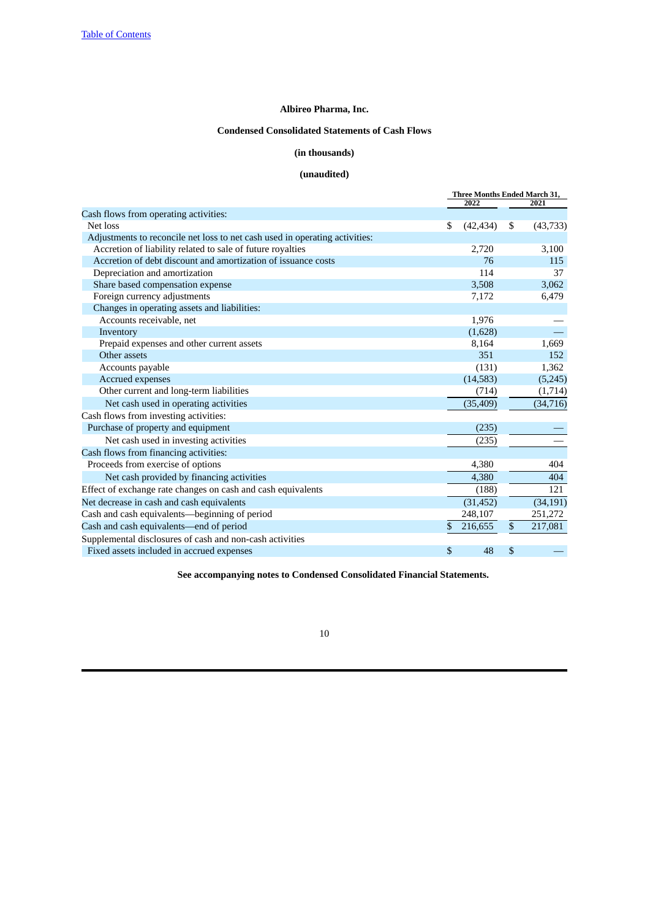Table of Contents

**Albireo Pharma, Inc.**

**Condensed Consolidated Statements of Cash Flows**

**(in thousands)**

**(unaudited)**

| | Three Months Ended March 31, | |
|---|---|---|
| | 2022 | 2021 |
| Cash flows from operating activities: | | |
| Net loss | $ (42,434) | $ (43,733) |
| Adjustments to reconcile net loss to net cash used in operating activities: | | |
| Accretion of liability related to sale of future royalties | 2,720 | 3,100 |
| Accretion of debt discount and amortization of issuance costs | 76 | 115 |
| Depreciation and amortization | 114 | 37 |
| Share based compensation expense | 3,508 | 3,062 |
| Foreign currency adjustments | 7,172 | 6,479 |
| Changes in operating assets and liabilities: | | |
| Accounts receivable, net | 1,976 | — |
| Inventory | (1,628) | — |
| Prepaid expenses and other current assets | 8,164 | 1,669 |
| Other assets | 351 | 152 |
| Accounts payable | (131) | 1,362 |
| Accrued expenses | (14,583) | (5,245) |
| Other current and long-term liabilities | (714) | (1,714) |
| Net cash used in operating activities | (35,409) | (34,716) |
| Cash flows from investing activities: | | |
| Purchase of property and equipment | (235) | — |
| Net cash used in investing activities | (235) | — |
| Cash flows from financing activities: | | |
| Proceeds from exercise of options | 4,380 | 404 |
| Net cash provided by financing activities | 4,380 | 404 |
| Effect of exchange rate changes on cash and cash equivalents | (188) | 121 |
| Net decrease in cash and cash equivalents | (31,452) | (34,191) |
| Cash and cash equivalents—beginning of period | 248,107 | 251,272 |
| Cash and cash equivalents—end of period | $ 216,655 | $ 217,081 |
| Supplemental disclosures of cash and non-cash activities | | |
| Fixed assets included in accrued expenses | $ 48 | $ — |

**See accompanying notes to Condensed Consolidated Financial Statements.**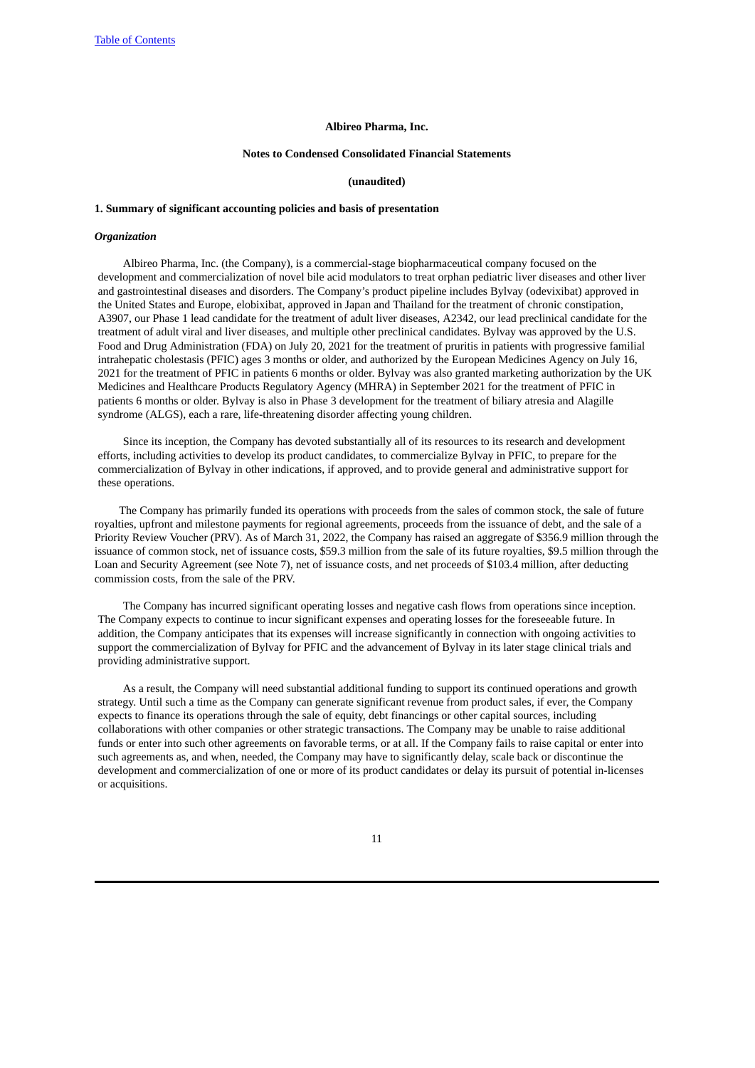**Albireo Pharma, Inc.**

**Notes to Condensed Consolidated Financial Statements**

**(unaudited)**

**1. Summary of significant accounting policies and basis of presentation**

***Organization***

Albireo Pharma, Inc. (the Company), is a commercial-stage biopharmaceutical company focused on the development and commercialization of novel bile acid modulators to treat orphan pediatric liver diseases and other liver and gastrointestinal diseases and disorders. The Company's product pipeline includes Bylvay (odevixibat) approved in the United States and Europe, elobixibat, approved in Japan and Thailand for the treatment of chronic constipation, A3907, our Phase 1 lead candidate for the treatment of adult liver diseases, A2342, our lead preclinical candidate for the treatment of adult viral and liver diseases, and multiple other preclinical candidates. Bylvay was approved by the U.S. Food and Drug Administration (FDA) on July 20, 2021 for the treatment of pruritis in patients with progressive familial intrahepatic cholestasis (PFIC) ages 3 months or older, and authorized by the European Medicines Agency on July 16, 2021 for the treatment of PFIC in patients 6 months or older. Bylvay was also granted marketing authorization by the UK Medicines and Healthcare Products Regulatory Agency (MHRA) in September 2021 for the treatment of PFIC in patients 6 months or older. Bylvay is also in Phase 3 development for the treatment of biliary atresia and Alagille syndrome (ALGS), each a rare, life-threatening disorder affecting young children.

Since its inception, the Company has devoted substantially all of its resources to its research and development efforts, including activities to develop its product candidates, to commercialize Bylvay in PFIC, to prepare for the commercialization of Bylvay in other indications, if approved, and to provide general and administrative support for these operations.

The Company has primarily funded its operations with proceeds from the sales of common stock, the sale of future royalties, upfront and milestone payments for regional agreements, proceeds from the issuance of debt, and the sale of a Priority Review Voucher (PRV). As of March 31, 2022, the Company has raised an aggregate of $356.9 million through the issuance of common stock, net of issuance costs, $59.3 million from the sale of its future royalties, $9.5 million through the Loan and Security Agreement (see Note 7), net of issuance costs, and net proceeds of $103.4 million, after deducting commission costs, from the sale of the PRV.

The Company has incurred significant operating losses and negative cash flows from operations since inception. The Company expects to continue to incur significant expenses and operating losses for the foreseeable future. In addition, the Company anticipates that its expenses will increase significantly in connection with ongoing activities to support the commercialization of Bylvay for PFIC and the advancement of Bylvay in its later stage clinical trials and providing administrative support.

As a result, the Company will need substantial additional funding to support its continued operations and growth strategy. Until such a time as the Company can generate significant revenue from product sales, if ever, the Company expects to finance its operations through the sale of equity, debt financings or other capital sources, including collaborations with other companies or other strategic transactions. The Company may be unable to raise additional funds or enter into such other agreements on favorable terms, or at all. If the Company fails to raise capital or enter into such agreements as, and when, needed, the Company may have to significantly delay, scale back or discontinue the development and commercialization of one or more of its product candidates or delay its pursuit of potential in-licenses or acquisitions.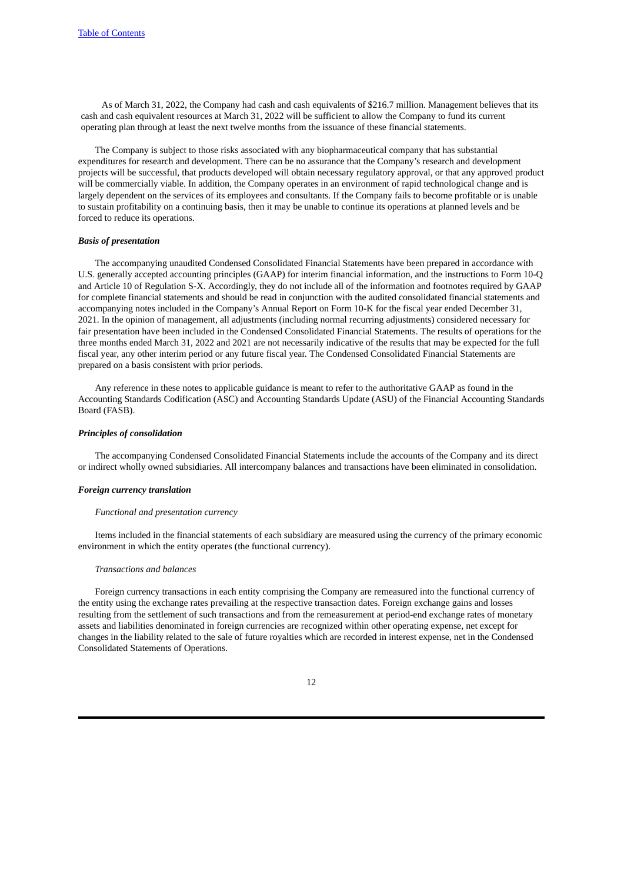As of March 31, 2022, the Company had cash and cash equivalents of $216.7 million. Management believes that its cash and cash equivalent resources at March 31, 2022 will be sufficient to allow the Company to fund its current operating plan through at least the next twelve months from the issuance of these financial statements.

The Company is subject to those risks associated with any biopharmaceutical company that has substantial expenditures for research and development. There can be no assurance that the Company's research and development projects will be successful, that products developed will obtain necessary regulatory approval, or that any approved product will be commercially viable. In addition, the Company operates in an environment of rapid technological change and is largely dependent on the services of its employees and consultants. If the Company fails to become profitable or is unable to sustain profitability on a continuing basis, then it may be unable to continue its operations at planned levels and be forced to reduce its operations.

***Basis of presentation***

The accompanying unaudited Condensed Consolidated Financial Statements have been prepared in accordance with U.S. generally accepted accounting principles (GAAP) for interim financial information, and the instructions to Form 10-Q and Article 10 of Regulation S-X. Accordingly, they do not include all of the information and footnotes required by GAAP for complete financial statements and should be read in conjunction with the audited consolidated financial statements and accompanying notes included in the Company's Annual Report on Form 10-K for the fiscal year ended December 31, 2021. In the opinion of management, all adjustments (including normal recurring adjustments) considered necessary for fair presentation have been included in the Condensed Consolidated Financial Statements. The results of operations for the three months ended March 31, 2022 and 2021 are not necessarily indicative of the results that may be expected for the full fiscal year, any other interim period or any future fiscal year. The Condensed Consolidated Financial Statements are prepared on a basis consistent with prior periods.

Any reference in these notes to applicable guidance is meant to refer to the authoritative GAAP as found in the Accounting Standards Codification (ASC) and Accounting Standards Update (ASU) of the Financial Accounting Standards Board (FASB).

***Principles of consolidation***

The accompanying Condensed Consolidated Financial Statements include the accounts of the Company and its direct or indirect wholly owned subsidiaries. All intercompany balances and transactions have been eliminated in consolidation.

***Foreign currency translation***

*Functional and presentation currency*

Items included in the financial statements of each subsidiary are measured using the currency of the primary economic environment in which the entity operates (the functional currency).

*Transactions and balances*

Foreign currency transactions in each entity comprising the Company are remeasured into the functional currency of the entity using the exchange rates prevailing at the respective transaction dates. Foreign exchange gains and losses resulting from the settlement of such transactions and from the remeasurement at period-end exchange rates of monetary assets and liabilities denominated in foreign currencies are recognized within other operating expense, net except for changes in the liability related to the sale of future royalties which are recorded in interest expense, net in the Condensed Consolidated Statements of Operations.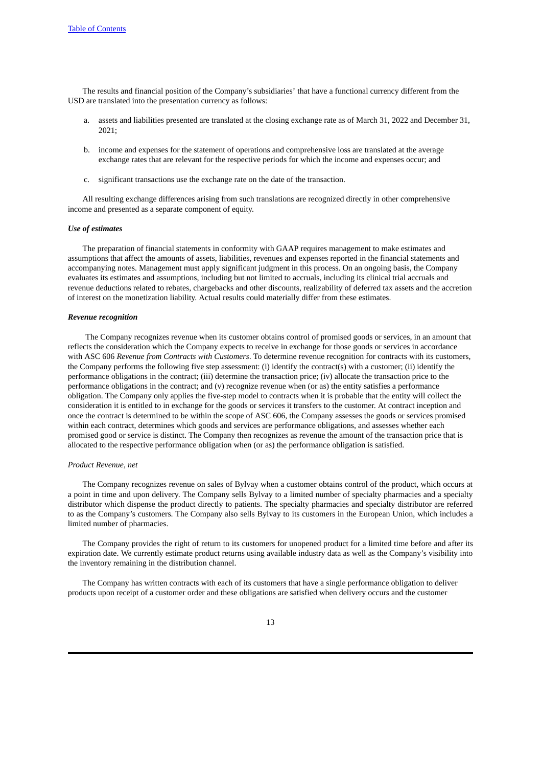The results and financial position of the Company's subsidiaries' that have a functional currency different from the USD are translated into the presentation currency as follows:

a. assets and liabilities presented are translated at the closing exchange rate as of March 31, 2022 and December 31, 2021;

b. income and expenses for the statement of operations and comprehensive loss are translated at the average exchange rates that are relevant for the respective periods for which the income and expenses occur; and

c. significant transactions use the exchange rate on the date of the transaction.

All resulting exchange differences arising from such translations are recognized directly in other comprehensive income and presented as a separate component of equity.

***Use of estimates***

The preparation of financial statements in conformity with GAAP requires management to make estimates and assumptions that affect the amounts of assets, liabilities, revenues and expenses reported in the financial statements and accompanying notes. Management must apply significant judgment in this process. On an ongoing basis, the Company evaluates its estimates and assumptions, including but not limited to accruals, including its clinical trial accruals and revenue deductions related to rebates, chargebacks and other discounts, realizability of deferred tax assets and the accretion of interest on the monetization liability. Actual results could materially differ from these estimates.

***Revenue recognition***

The Company recognizes revenue when its customer obtains control of promised goods or services, in an amount that reflects the consideration which the Company expects to receive in exchange for those goods or services in accordance with ASC 606 *Revenue from Contracts with Customers*. To determine revenue recognition for contracts with its customers, the Company performs the following five step assessment: (i) identify the contract(s) with a customer; (ii) identify the performance obligations in the contract; (iii) determine the transaction price; (iv) allocate the transaction price to the performance obligations in the contract; and (v) recognize revenue when (or as) the entity satisfies a performance obligation. The Company only applies the five-step model to contracts when it is probable that the entity will collect the consideration it is entitled to in exchange for the goods or services it transfers to the customer. At contract inception and once the contract is determined to be within the scope of ASC 606, the Company assesses the goods or services promised within each contract, determines which goods and services are performance obligations, and assesses whether each promised good or service is distinct. The Company then recognizes as revenue the amount of the transaction price that is allocated to the respective performance obligation when (or as) the performance obligation is satisfied.

*Product Revenue, net*

The Company recognizes revenue on sales of Bylvay when a customer obtains control of the product, which occurs at a point in time and upon delivery. The Company sells Bylvay to a limited number of specialty pharmacies and a specialty distributor which dispense the product directly to patients. The specialty pharmacies and specialty distributor are referred to as the Company's customers. The Company also sells Bylvay to its customers in the European Union, which includes a limited number of pharmacies.

The Company provides the right of return to its customers for unopened product for a limited time before and after its expiration date. We currently estimate product returns using available industry data as well as the Company's visibility into the inventory remaining in the distribution channel.

The Company has written contracts with each of its customers that have a single performance obligation to deliver products upon receipt of a customer order and these obligations are satisfied when delivery occurs and the customer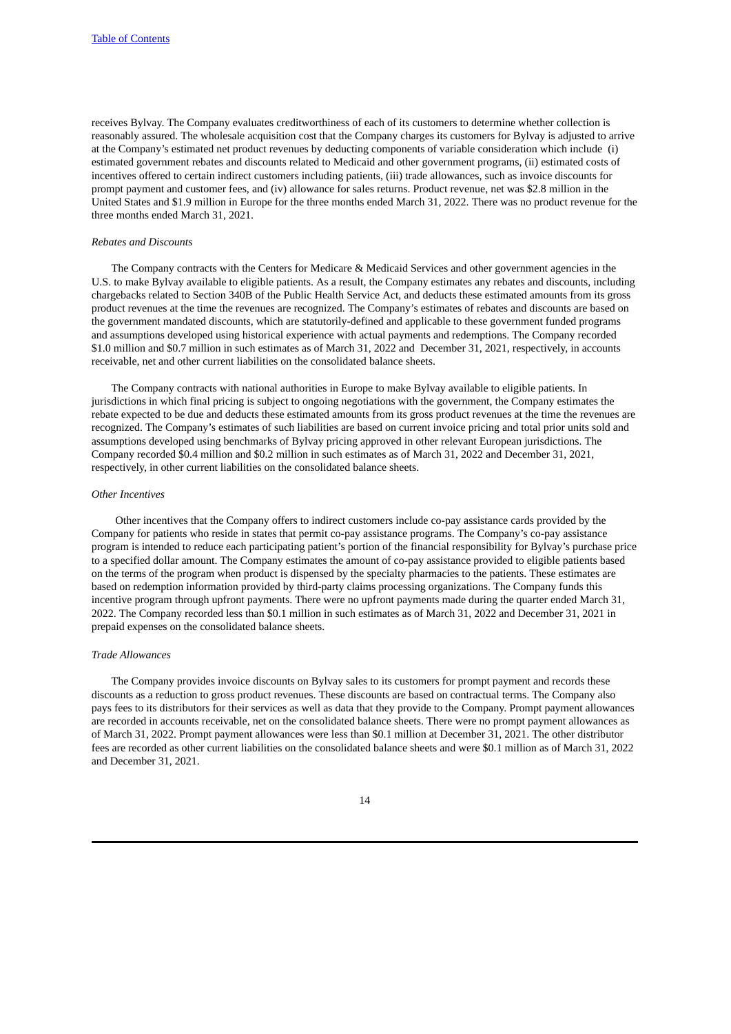receives Bylvay. The Company evaluates creditworthiness of each of its customers to determine whether collection is reasonably assured. The wholesale acquisition cost that the Company charges its customers for Bylvay is adjusted to arrive at the Company's estimated net product revenues by deducting components of variable consideration which include (i) estimated government rebates and discounts related to Medicaid and other government programs, (ii) estimated costs of incentives offered to certain indirect customers including patients, (iii) trade allowances, such as invoice discounts for prompt payment and customer fees, and (iv) allowance for sales returns. Product revenue, net was $2.8 million in the United States and $1.9 million in Europe for the three months ended March 31, 2022. There was no product revenue for the three months ended March 31, 2021.

*Rebates and Discounts*

The Company contracts with the Centers for Medicare & Medicaid Services and other government agencies in the U.S. to make Bylvay available to eligible patients. As a result, the Company estimates any rebates and discounts, including chargebacks related to Section 340B of the Public Health Service Act, and deducts these estimated amounts from its gross product revenues at the time the revenues are recognized. The Company's estimates of rebates and discounts are based on the government mandated discounts, which are statutorily-defined and applicable to these government funded programs and assumptions developed using historical experience with actual payments and redemptions. The Company recorded $1.0 million and $0.7 million in such estimates as of March 31, 2022 and December 31, 2021, respectively, in accounts receivable, net and other current liabilities on the consolidated balance sheets.

The Company contracts with national authorities in Europe to make Bylvay available to eligible patients. In jurisdictions in which final pricing is subject to ongoing negotiations with the government, the Company estimates the rebate expected to be due and deducts these estimated amounts from its gross product revenues at the time the revenues are recognized. The Company's estimates of such liabilities are based on current invoice pricing and total prior units sold and assumptions developed using benchmarks of Bylvay pricing approved in other relevant European jurisdictions. The Company recorded $0.4 million and $0.2 million in such estimates as of March 31, 2022 and December 31, 2021, respectively, in other current liabilities on the consolidated balance sheets.

*Other Incentives*

Other incentives that the Company offers to indirect customers include co-pay assistance cards provided by the Company for patients who reside in states that permit co-pay assistance programs. The Company's co-pay assistance program is intended to reduce each participating patient's portion of the financial responsibility for Bylvay's purchase price to a specified dollar amount. The Company estimates the amount of co-pay assistance provided to eligible patients based on the terms of the program when product is dispensed by the specialty pharmacies to the patients. These estimates are based on redemption information provided by third-party claims processing organizations. The Company funds this incentive program through upfront payments. There were no upfront payments made during the quarter ended March 31, 2022. The Company recorded less than $0.1 million in such estimates as of March 31, 2022 and December 31, 2021 in prepaid expenses on the consolidated balance sheets.

*Trade Allowances*

The Company provides invoice discounts on Bylvay sales to its customers for prompt payment and records these discounts as a reduction to gross product revenues. These discounts are based on contractual terms. The Company also pays fees to its distributors for their services as well as data that they provide to the Company. Prompt payment allowances are recorded in accounts receivable, net on the consolidated balance sheets. There were no prompt payment allowances as of March 31, 2022. Prompt payment allowances were less than $0.1 million at December 31, 2021. The other distributor fees are recorded as other current liabilities on the consolidated balance sheets and were $0.1 million as of March 31, 2022 and December 31, 2021.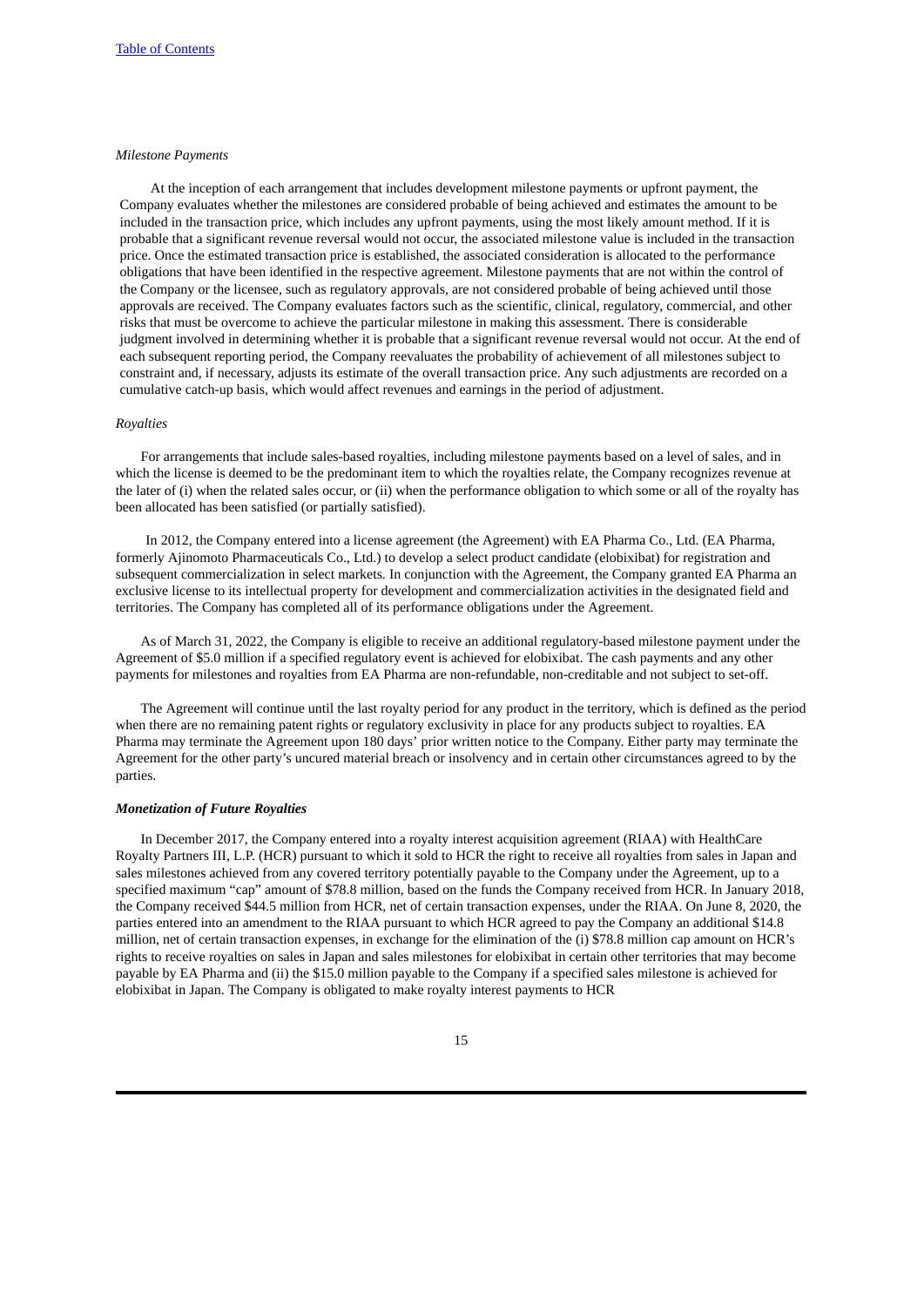*Milestone Payments*

At the inception of each arrangement that includes development milestone payments or upfront payment, the Company evaluates whether the milestones are considered probable of being achieved and estimates the amount to be included in the transaction price, which includes any upfront payments, using the most likely amount method. If it is probable that a significant revenue reversal would not occur, the associated milestone value is included in the transaction price. Once the estimated transaction price is established, the associated consideration is allocated to the performance obligations that have been identified in the respective agreement. Milestone payments that are not within the control of the Company or the licensee, such as regulatory approvals, are not considered probable of being achieved until those approvals are received. The Company evaluates factors such as the scientific, clinical, regulatory, commercial, and other risks that must be overcome to achieve the particular milestone in making this assessment. There is considerable judgment involved in determining whether it is probable that a significant revenue reversal would not occur. At the end of each subsequent reporting period, the Company reevaluates the probability of achievement of all milestones subject to constraint and, if necessary, adjusts its estimate of the overall transaction price. Any such adjustments are recorded on a cumulative catch-up basis, which would affect revenues and earnings in the period of adjustment.

*Royalties*

For arrangements that include sales-based royalties, including milestone payments based on a level of sales, and in which the license is deemed to be the predominant item to which the royalties relate, the Company recognizes revenue at the later of (i) when the related sales occur, or (ii) when the performance obligation to which some or all of the royalty has been allocated has been satisfied (or partially satisfied).

In 2012, the Company entered into a license agreement (the Agreement) with EA Pharma Co., Ltd. (EA Pharma, formerly Ajinomoto Pharmaceuticals Co., Ltd.) to develop a select product candidate (elobixibat) for registration and subsequent commercialization in select markets. In conjunction with the Agreement, the Company granted EA Pharma an exclusive license to its intellectual property for development and commercialization activities in the designated field and territories. The Company has completed all of its performance obligations under the Agreement.

As of March 31, 2022, the Company is eligible to receive an additional regulatory-based milestone payment under the Agreement of $5.0 million if a specified regulatory event is achieved for elobixibat. The cash payments and any other payments for milestones and royalties from EA Pharma are non-refundable, non-creditable and not subject to set-off.

The Agreement will continue until the last royalty period for any product in the territory, which is defined as the period when there are no remaining patent rights or regulatory exclusivity in place for any products subject to royalties. EA Pharma may terminate the Agreement upon 180 days' prior written notice to the Company. Either party may terminate the Agreement for the other party's uncured material breach or insolvency and in certain other circumstances agreed to by the parties.

***Monetization of Future Royalties***

In December 2017, the Company entered into a royalty interest acquisition agreement (RIAA) with HealthCare Royalty Partners III, L.P. (HCR) pursuant to which it sold to HCR the right to receive all royalties from sales in Japan and sales milestones achieved from any covered territory potentially payable to the Company under the Agreement, up to a specified maximum "cap" amount of $78.8 million, based on the funds the Company received from HCR. In January 2018, the Company received $44.5 million from HCR, net of certain transaction expenses, under the RIAA. On June 8, 2020, the parties entered into an amendment to the RIAA pursuant to which HCR agreed to pay the Company an additional $14.8 million, net of certain transaction expenses, in exchange for the elimination of the (i) $78.8 million cap amount on HCR's rights to receive royalties on sales in Japan and sales milestones for elobixibat in certain other territories that may become payable by EA Pharma and (ii) the $15.0 million payable to the Company if a specified sales milestone is achieved for elobixibat in Japan. The Company is obligated to make royalty interest payments to HCR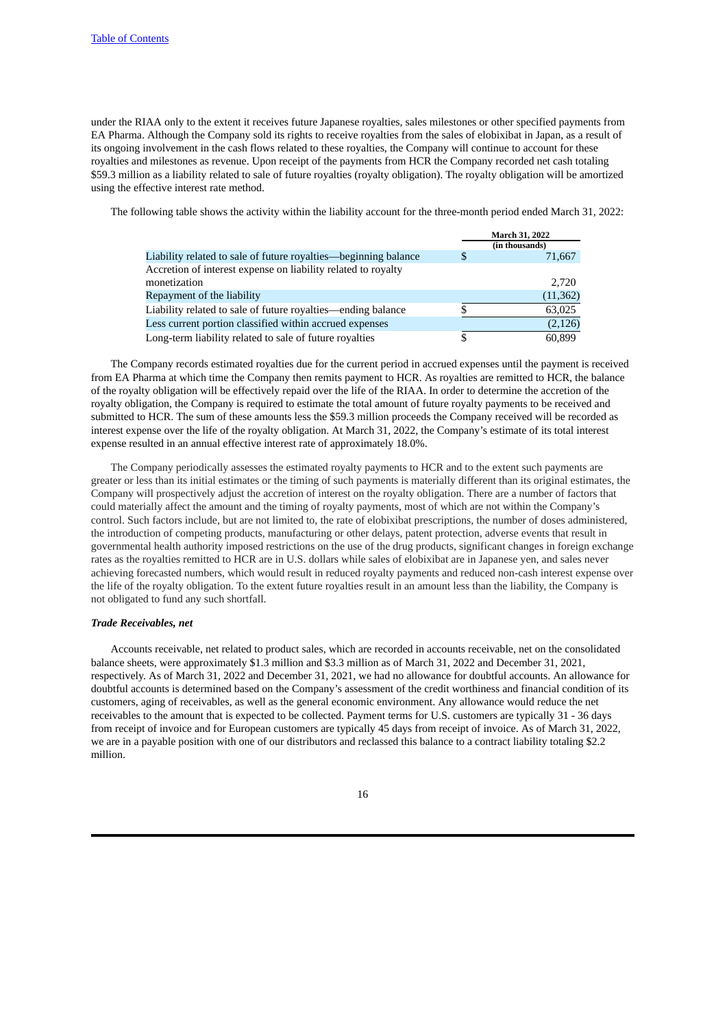under the RIAA only to the extent it receives future Japanese royalties, sales milestones or other specified payments from EA Pharma. Although the Company sold its rights to receive royalties from the sales of elobixibat in Japan, as a result of its ongoing involvement in the cash flows related to these royalties, the Company will continue to account for these royalties and milestones as revenue. Upon receipt of the payments from HCR the Company recorded net cash totaling $59.3 million as a liability related to sale of future royalties (royalty obligation). The royalty obligation will be amortized using the effective interest rate method.

The following table shows the activity within the liability account for the three-month period ended March 31, 2022:

| | March 31, 2022 (in thousands) |
|---|---|
| Liability related to sale of future royalties—beginning balance | $ 71,667 |
| Accretion of interest expense on liability related to royalty monetization | 2,720 |
| Repayment of the liability | (11,362) |
| Liability related to sale of future royalties—ending balance | $ 63,025 |
| Less current portion classified within accrued expenses | (2,126) |
| Long-term liability related to sale of future royalties | $ 60,899 |

The Company records estimated royalties due for the current period in accrued expenses until the payment is received from EA Pharma at which time the Company then remits payment to HCR. As royalties are remitted to HCR, the balance of the royalty obligation will be effectively repaid over the life of the RIAA. In order to determine the accretion of the royalty obligation, the Company is required to estimate the total amount of future royalty payments to be received and submitted to HCR. The sum of these amounts less the $59.3 million proceeds the Company received will be recorded as interest expense over the life of the royalty obligation. At March 31, 2022, the Company's estimate of its total interest expense resulted in an annual effective interest rate of approximately 18.0%.

The Company periodically assesses the estimated royalty payments to HCR and to the extent such payments are greater or less than its initial estimates or the timing of such payments is materially different than its original estimates, the Company will prospectively adjust the accretion of interest on the royalty obligation. There are a number of factors that could materially affect the amount and the timing of royalty payments, most of which are not within the Company's control. Such factors include, but are not limited to, the rate of elobixibat prescriptions, the number of doses administered, the introduction of competing products, manufacturing or other delays, patent protection, adverse events that result in governmental health authority imposed restrictions on the use of the drug products, significant changes in foreign exchange rates as the royalties remitted to HCR are in U.S. dollars while sales of elobixibat are in Japanese yen, and sales never achieving forecasted numbers, which would result in reduced royalty payments and reduced non-cash interest expense over the life of the royalty obligation. To the extent future royalties result in an amount less than the liability, the Company is not obligated to fund any such shortfall.

***Trade Receivables, net***

Accounts receivable, net related to product sales, which are recorded in accounts receivable, net on the consolidated balance sheets, were approximately $1.3 million and $3.3 million as of March 31, 2022 and December 31, 2021, respectively. As of March 31, 2022 and December 31, 2021, we had no allowance for doubtful accounts. An allowance for doubtful accounts is determined based on the Company's assessment of the credit worthiness and financial condition of its customers, aging of receivables, as well as the general economic environment. Any allowance would reduce the net receivables to the amount that is expected to be collected. Payment terms for U.S. customers are typically 31 - 36 days from receipt of invoice and for European customers are typically 45 days from receipt of invoice. As of March 31, 2022, we are in a payable position with one of our distributors and reclassed this balance to a contract liability totaling $2.2 million.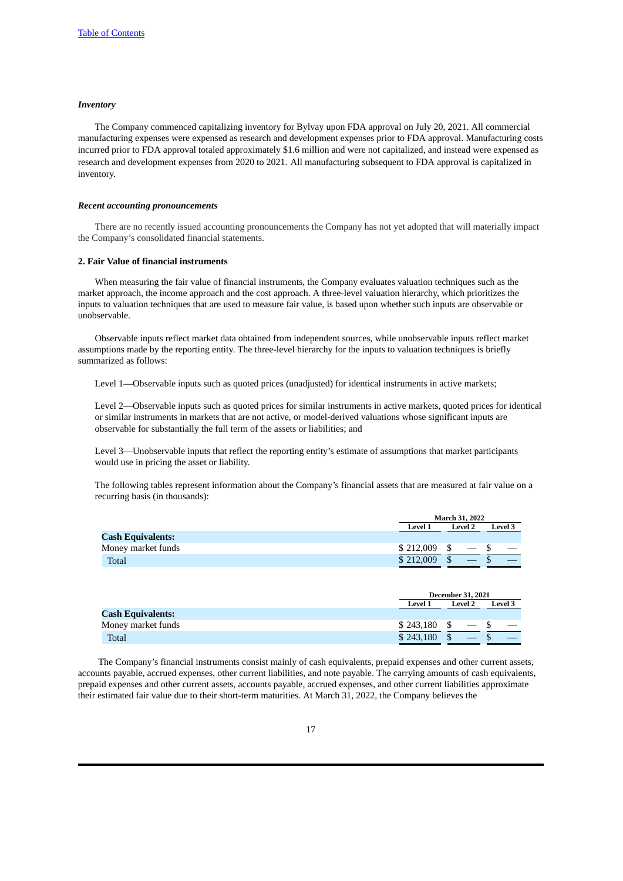***Inventory***

The Company commenced capitalizing inventory for Bylvay upon FDA approval on July 20, 2021. All commercial manufacturing expenses were expensed as research and development expenses prior to FDA approval. Manufacturing costs incurred prior to FDA approval totaled approximately $1.6 million and were not capitalized, and instead were expensed as research and development expenses from 2020 to 2021. All manufacturing subsequent to FDA approval is capitalized in inventory.

***Recent accounting pronouncements***

There are no recently issued accounting pronouncements the Company has not yet adopted that will materially impact the Company's consolidated financial statements.

**2. Fair Value of financial instruments**

When measuring the fair value of financial instruments, the Company evaluates valuation techniques such as the market approach, the income approach and the cost approach. A three-level valuation hierarchy, which prioritizes the inputs to valuation techniques that are used to measure fair value, is based upon whether such inputs are observable or unobservable.

Observable inputs reflect market data obtained from independent sources, while unobservable inputs reflect market assumptions made by the reporting entity. The three-level hierarchy for the inputs to valuation techniques is briefly summarized as follows:

Level 1—Observable inputs such as quoted prices (unadjusted) for identical instruments in active markets;

Level 2—Observable inputs such as quoted prices for similar instruments in active markets, quoted prices for identical or similar instruments in markets that are not active, or model-derived valuations whose significant inputs are observable for substantially the full term of the assets or liabilities; and

Level 3—Unobservable inputs that reflect the reporting entity's estimate of assumptions that market participants would use in pricing the asset or liability.

The following tables represent information about the Company's financial assets that are measured at fair value on a recurring basis (in thousands):

| | March 31, 2022 | | |
|---|---|---|---|
| | Level 1 | Level 2 | Level 3 |
| **Cash Equivalents:** | | | |
| Money market funds | $ 212,009 | $ — | $ — |
| Total | $ 212,009 | $ — | $ — |

| | December 31, 2021 | | |
|---|---|---|---|
| | Level 1 | Level 2 | Level 3 |
| **Cash Equivalents:** | | | |
| Money market funds | $ 243,180 | $ — | $ — |
| Total | $ 243,180 | $ — | $ — |

The Company's financial instruments consist mainly of cash equivalents, prepaid expenses and other current assets, accounts payable, accrued expenses, other current liabilities, and note payable. The carrying amounts of cash equivalents, prepaid expenses and other current assets, accounts payable, accrued expenses, and other current liabilities approximate their estimated fair value due to their short-term maturities. At March 31, 2022, the Company believes the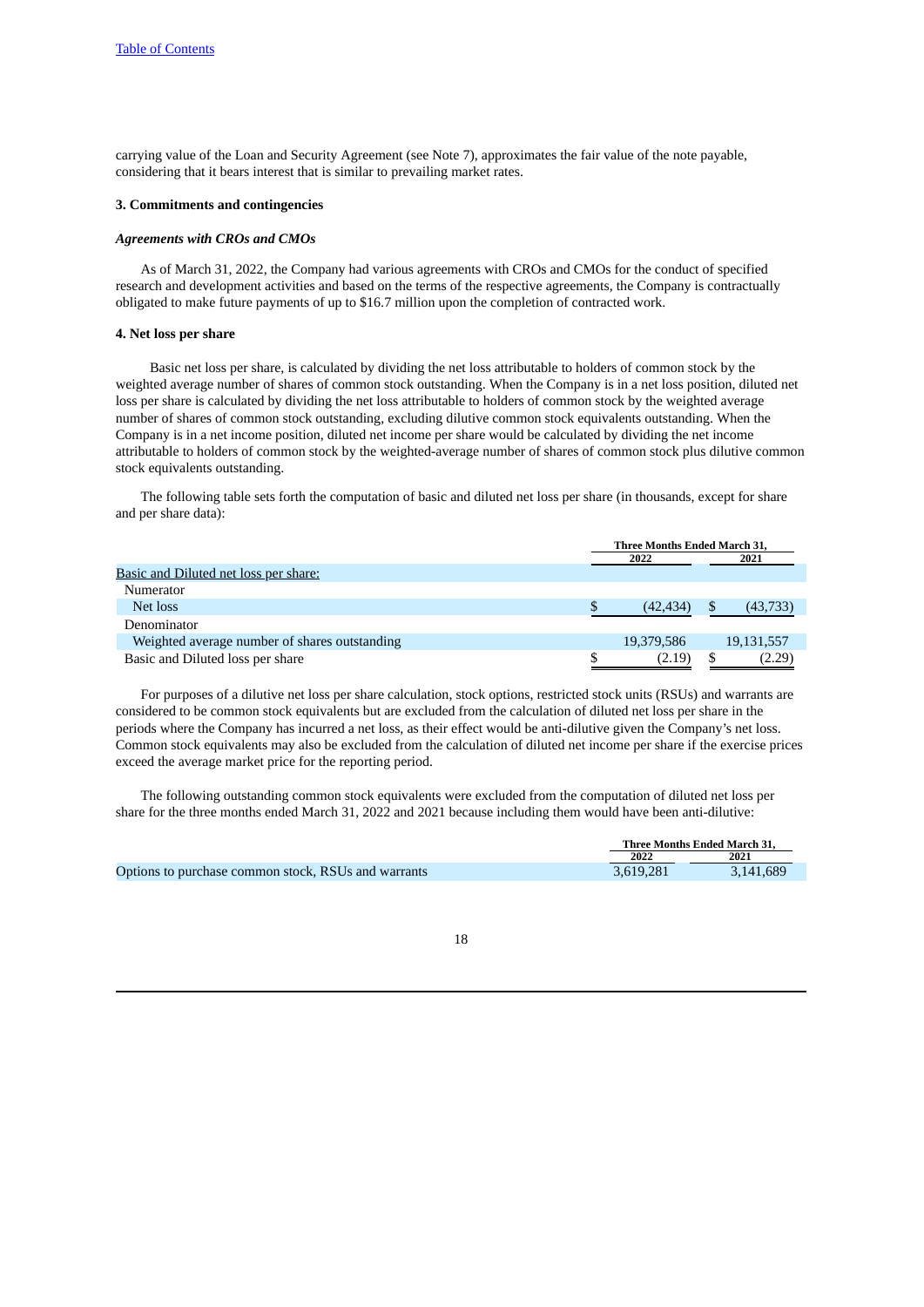carrying value of the Loan and Security Agreement (see Note 7), approximates the fair value of the note payable, considering that it bears interest that is similar to prevailing market rates.

### 3. Commitments and contingencies

***Agreements with CROs and CMOs***

As of March 31, 2022, the Company had various agreements with CROs and CMOs for the conduct of specified research and development activities and based on the terms of the respective agreements, the Company is contractually obligated to make future payments of up to $16.7 million upon the completion of contracted work.

### 4. Net loss per share

Basic net loss per share, is calculated by dividing the net loss attributable to holders of common stock by the weighted average number of shares of common stock outstanding. When the Company is in a net loss position, diluted net loss per share is calculated by dividing the net loss attributable to holders of common stock by the weighted average number of shares of common stock outstanding, excluding dilutive common stock equivalents outstanding. When the Company is in a net income position, diluted net income per share would be calculated by dividing the net income attributable to holders of common stock by the weighted-average number of shares of common stock plus dilutive common stock equivalents outstanding.

The following table sets forth the computation of basic and diluted net loss per share (in thousands, except for share and per share data):

| | Three Months Ended March 31, | |
|---|---|---|
| | 2022 | 2021 |
| Basic and Diluted net loss per share: | | |
| Numerator | | |
| Net loss | $ (42,434) | $ (43,733) |
| Denominator | | |
| Weighted average number of shares outstanding | 19,379,586 | 19,131,557 |
| Basic and Diluted loss per share | $ (2.19) | $ (2.29) |

For purposes of a dilutive net loss per share calculation, stock options, restricted stock units (RSUs) and warrants are considered to be common stock equivalents but are excluded from the calculation of diluted net loss per share in the periods where the Company has incurred a net loss, as their effect would be anti-dilutive given the Company's net loss. Common stock equivalents may also be excluded from the calculation of diluted net income per share if the exercise prices exceed the average market price for the reporting period.

The following outstanding common stock equivalents were excluded from the computation of diluted net loss per share for the three months ended March 31, 2022 and 2021 because including them would have been anti-dilutive:

| | Three Months Ended March 31, | |
|---|---|---|
| | 2022 | 2021 |
| Options to purchase common stock, RSUs and warrants | 3,619,281 | 3,141,689 |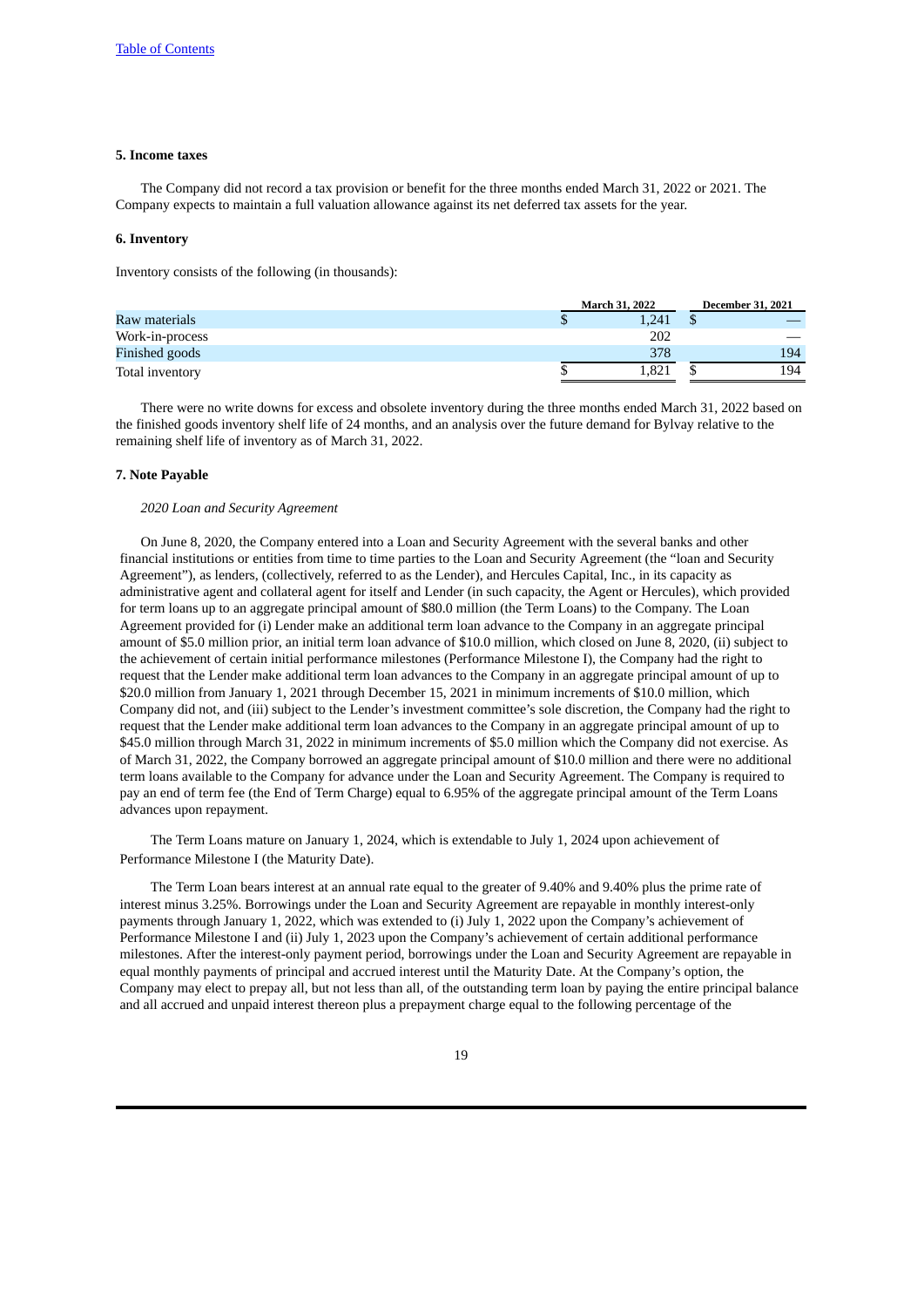### 5. Income taxes

The Company did not record a tax provision or benefit for the three months ended March 31, 2022 or 2021. The Company expects to maintain a full valuation allowance against its net deferred tax assets for the year.

### 6. Inventory

Inventory consists of the following (in thousands):

| | March 31, 2022 | December 31, 2021 |
|---|---|---|
| Raw materials | $ 1,241 | $ — |
| Work-in-process | 202 | — |
| Finished goods | 378 | 194 |
| Total inventory | $ 1,821 | $ 194 |

There were no write downs for excess and obsolete inventory during the three months ended March 31, 2022 based on the finished goods inventory shelf life of 24 months, and an analysis over the future demand for Bylvay relative to the remaining shelf life of inventory as of March 31, 2022.

### 7. Note Payable

*2020 Loan and Security Agreement*

On June 8, 2020, the Company entered into a Loan and Security Agreement with the several banks and other financial institutions or entities from time to time parties to the Loan and Security Agreement (the "loan and Security Agreement"), as lenders, (collectively, referred to as the Lender), and Hercules Capital, Inc., in its capacity as administrative agent and collateral agent for itself and Lender (in such capacity, the Agent or Hercules), which provided for term loans up to an aggregate principal amount of $80.0 million (the Term Loans) to the Company. The Loan Agreement provided for (i) Lender make an additional term loan advance to the Company in an aggregate principal amount of $5.0 million prior, an initial term loan advance of $10.0 million, which closed on June 8, 2020, (ii) subject to the achievement of certain initial performance milestones (Performance Milestone I), the Company had the right to request that the Lender make additional term loan advances to the Company in an aggregate principal amount of up to $20.0 million from January 1, 2021 through December 15, 2021 in minimum increments of $10.0 million, which Company did not, and (iii) subject to the Lender's investment committee's sole discretion, the Company had the right to request that the Lender make additional term loan advances to the Company in an aggregate principal amount of up to $45.0 million through March 31, 2022 in minimum increments of $5.0 million which the Company did not exercise. As of March 31, 2022, the Company borrowed an aggregate principal amount of $10.0 million and there were no additional term loans available to the Company for advance under the Loan and Security Agreement. The Company is required to pay an end of term fee (the End of Term Charge) equal to 6.95% of the aggregate principal amount of the Term Loans advances upon repayment.

The Term Loans mature on January 1, 2024, which is extendable to July 1, 2024 upon achievement of Performance Milestone I (the Maturity Date).

The Term Loan bears interest at an annual rate equal to the greater of 9.40% and 9.40% plus the prime rate of interest minus 3.25%. Borrowings under the Loan and Security Agreement are repayable in monthly interest-only payments through January 1, 2022, which was extended to (i) July 1, 2022 upon the Company's achievement of Performance Milestone I and (ii) July 1, 2023 upon the Company's achievement of certain additional performance milestones. After the interest-only payment period, borrowings under the Loan and Security Agreement are repayable in equal monthly payments of principal and accrued interest until the Maturity Date. At the Company's option, the Company may elect to prepay all, but not less than all, of the outstanding term loan by paying the entire principal balance and all accrued and unpaid interest thereon plus a prepayment charge equal to the following percentage of the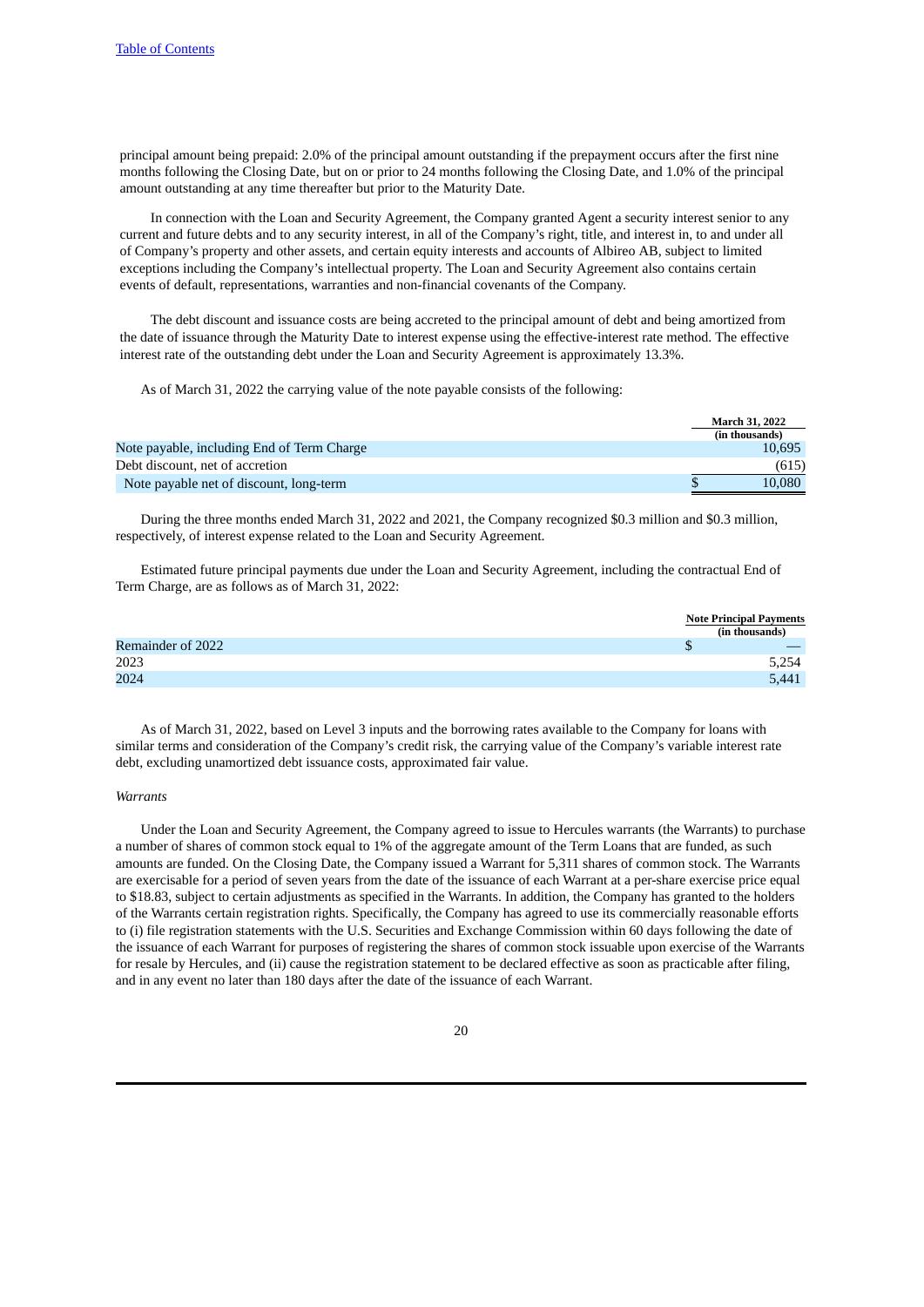principal amount being prepaid: 2.0% of the principal amount outstanding if the prepayment occurs after the first nine months following the Closing Date, but on or prior to 24 months following the Closing Date, and 1.0% of the principal amount outstanding at any time thereafter but prior to the Maturity Date.

In connection with the Loan and Security Agreement, the Company granted Agent a security interest senior to any current and future debts and to any security interest, in all of the Company's right, title, and interest in, to and under all of Company's property and other assets, and certain equity interests and accounts of Albireo AB, subject to limited exceptions including the Company's intellectual property. The Loan and Security Agreement also contains certain events of default, representations, warranties and non-financial covenants of the Company.

The debt discount and issuance costs are being accreted to the principal amount of debt and being amortized from the date of issuance through the Maturity Date to interest expense using the effective-interest rate method. The effective interest rate of the outstanding debt under the Loan and Security Agreement is approximately 13.3%.

As of March 31, 2022 the carrying value of the note payable consists of the following:

| | March 31, 2022 (in thousands) |
|---|---|
| Note payable, including End of Term Charge | 10,695 |
| Debt discount, net of accretion | (615) |
| Note payable net of discount, long-term | $ 10,080 |

During the three months ended March 31, 2022 and 2021, the Company recognized $0.3 million and $0.3 million, respectively, of interest expense related to the Loan and Security Agreement.

Estimated future principal payments due under the Loan and Security Agreement, including the contractual End of Term Charge, are as follows as of March 31, 2022:

| | Note Principal Payments (in thousands) |
|---|---|
| Remainder of 2022 | $ — |
| 2023 | 5,254 |
| 2024 | 5,441 |

As of March 31, 2022, based on Level 3 inputs and the borrowing rates available to the Company for loans with similar terms and consideration of the Company's credit risk, the carrying value of the Company's variable interest rate debt, excluding unamortized debt issuance costs, approximated fair value.

*Warrants*

Under the Loan and Security Agreement, the Company agreed to issue to Hercules warrants (the Warrants) to purchase a number of shares of common stock equal to 1% of the aggregate amount of the Term Loans that are funded, as such amounts are funded. On the Closing Date, the Company issued a Warrant for 5,311 shares of common stock. The Warrants are exercisable for a period of seven years from the date of the issuance of each Warrant at a per-share exercise price equal to $18.83, subject to certain adjustments as specified in the Warrants. In addition, the Company has granted to the holders of the Warrants certain registration rights. Specifically, the Company has agreed to use its commercially reasonable efforts to (i) file registration statements with the U.S. Securities and Exchange Commission within 60 days following the date of the issuance of each Warrant for purposes of registering the shares of common stock issuable upon exercise of the Warrants for resale by Hercules, and (ii) cause the registration statement to be declared effective as soon as practicable after filing, and in any event no later than 180 days after the date of the issuance of each Warrant.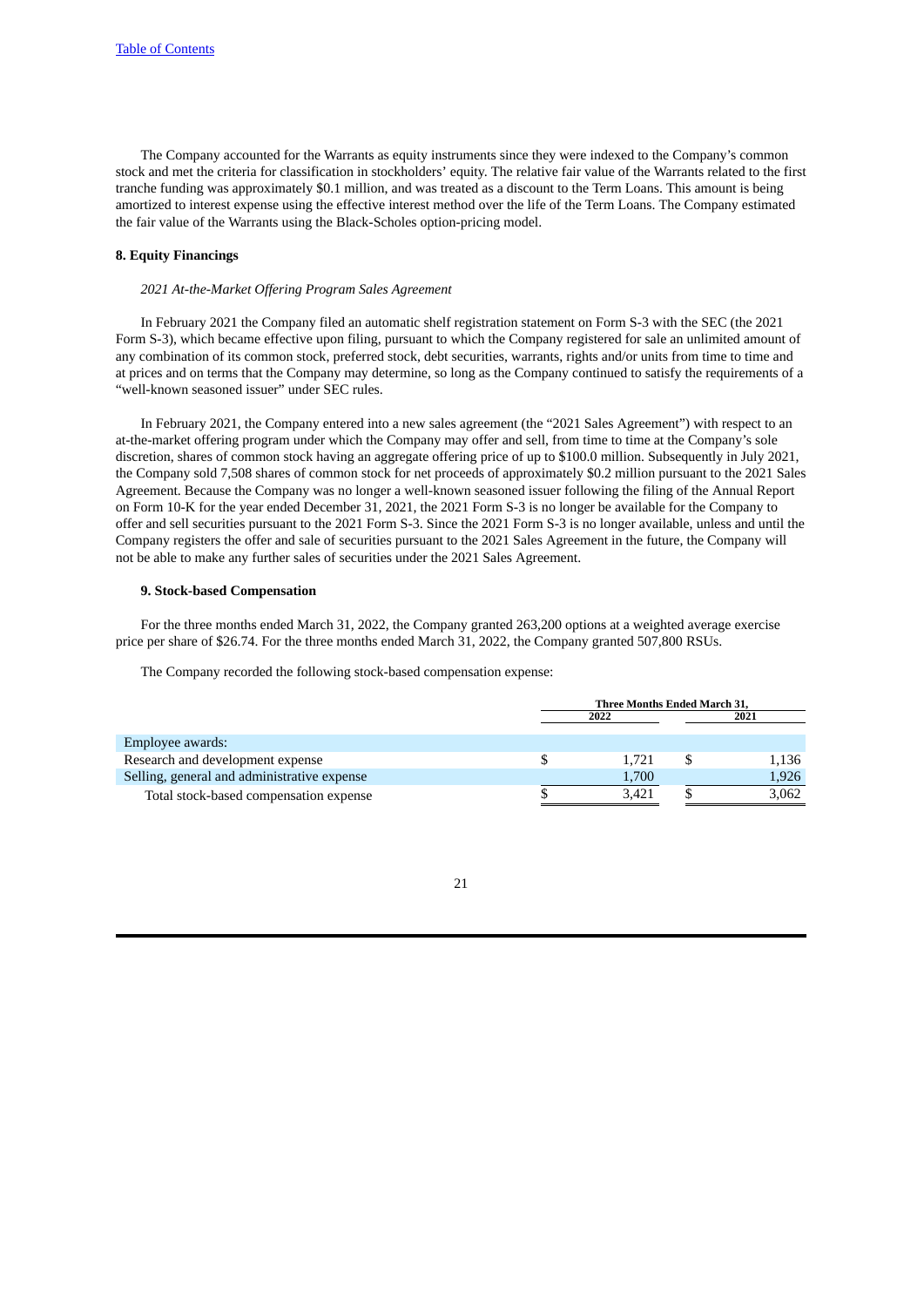The Company accounted for the Warrants as equity instruments since they were indexed to the Company's common stock and met the criteria for classification in stockholders' equity. The relative fair value of the Warrants related to the first tranche funding was approximately $0.1 million, and was treated as a discount to the Term Loans. This amount is being amortized to interest expense using the effective interest method over the life of the Term Loans. The Company estimated the fair value of the Warrants using the Black-Scholes option-pricing model.

## 8. Equity Financings

*2021 At-the-Market Offering Program Sales Agreement*

In February 2021 the Company filed an automatic shelf registration statement on Form S-3 with the SEC (the 2021 Form S-3), which became effective upon filing, pursuant to which the Company registered for sale an unlimited amount of any combination of its common stock, preferred stock, debt securities, warrants, rights and/or units from time to time and at prices and on terms that the Company may determine, so long as the Company continued to satisfy the requirements of a "well-known seasoned issuer" under SEC rules.

In February 2021, the Company entered into a new sales agreement (the "2021 Sales Agreement") with respect to an at-the-market offering program under which the Company may offer and sell, from time to time at the Company's sole discretion, shares of common stock having an aggregate offering price of up to $100.0 million. Subsequently in July 2021, the Company sold 7,508 shares of common stock for net proceeds of approximately $0.2 million pursuant to the 2021 Sales Agreement. Because the Company was no longer a well-known seasoned issuer following the filing of the Annual Report on Form 10-K for the year ended December 31, 2021, the 2021 Form S-3 is no longer be available for the Company to offer and sell securities pursuant to the 2021 Form S-3. Since the 2021 Form S-3 is no longer available, unless and until the Company registers the offer and sale of securities pursuant to the 2021 Sales Agreement in the future, the Company will not be able to make any further sales of securities under the 2021 Sales Agreement.

## 9. Stock-based Compensation

For the three months ended March 31, 2022, the Company granted 263,200 options at a weighted average exercise price per share of $26.74. For the three months ended March 31, 2022, the Company granted 507,800 RSUs.

The Company recorded the following stock-based compensation expense:

| | Three Months Ended March 31, | |
|---|---|---|
| | 2022 | 2021 |
| Employee awards: | | |
| Research and development expense | $ 1,721 | $ 1,136 |
| Selling, general and administrative expense | 1,700 | 1,926 |
| Total stock-based compensation expense | $ 3,421 | $ 3,062 |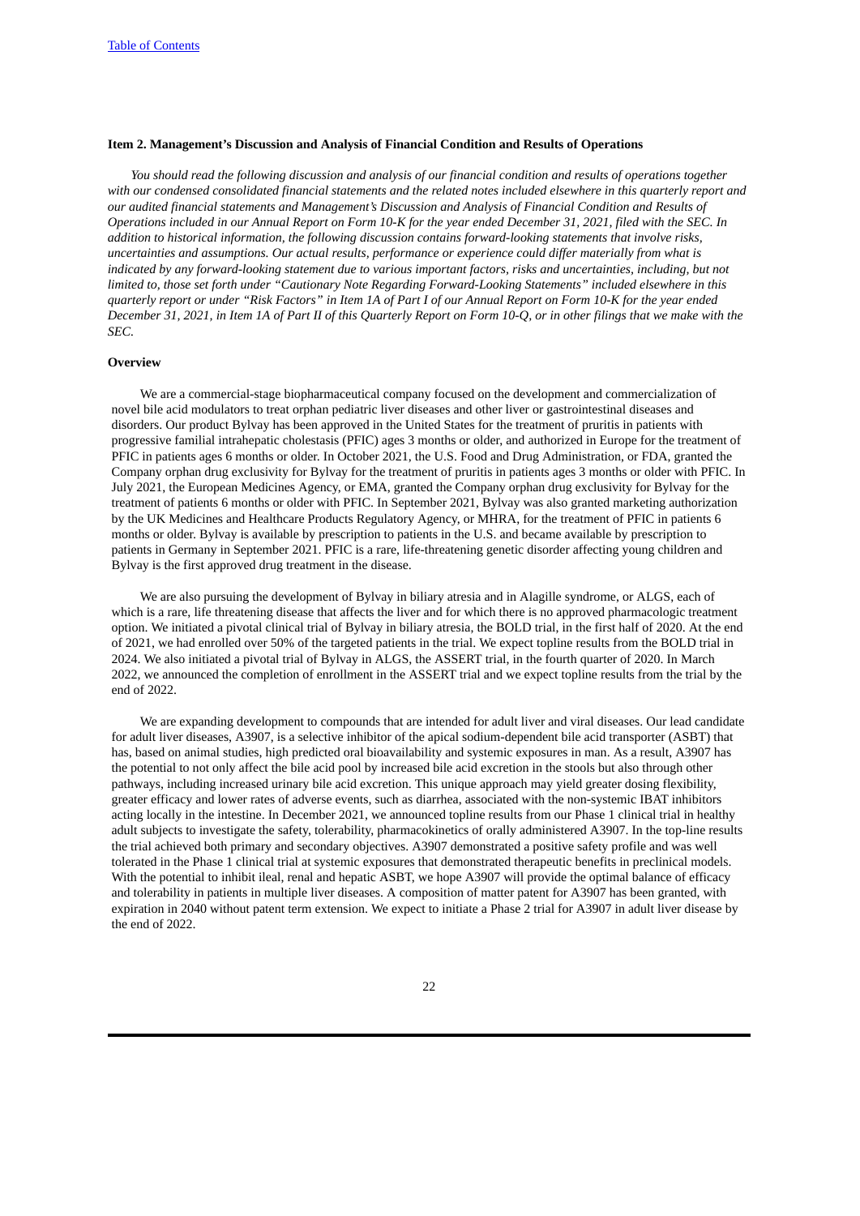### Item 2. Management's Discussion and Analysis of Financial Condition and Results of Operations

*You should read the following discussion and analysis of our financial condition and results of operations together with our condensed consolidated financial statements and the related notes included elsewhere in this quarterly report and our audited financial statements and Management's Discussion and Analysis of Financial Condition and Results of Operations included in our Annual Report on Form 10-K for the year ended December 31, 2021, filed with the SEC. In addition to historical information, the following discussion contains forward-looking statements that involve risks, uncertainties and assumptions. Our actual results, performance or experience could differ materially from what is indicated by any forward-looking statement due to various important factors, risks and uncertainties, including, but not limited to, those set forth under "Cautionary Note Regarding Forward-Looking Statements" included elsewhere in this quarterly report or under "Risk Factors" in Item 1A of Part I of our Annual Report on Form 10-K for the year ended December 31, 2021, in Item 1A of Part II of this Quarterly Report on Form 10-Q, or in other filings that we make with the SEC.*

#### Overview

We are a commercial-stage biopharmaceutical company focused on the development and commercialization of novel bile acid modulators to treat orphan pediatric liver diseases and other liver or gastrointestinal diseases and disorders. Our product Bylvay has been approved in the United States for the treatment of pruritis in patients with progressive familial intrahepatic cholestasis (PFIC) ages 3 months or older, and authorized in Europe for the treatment of PFIC in patients ages 6 months or older. In October 2021, the U.S. Food and Drug Administration, or FDA, granted the Company orphan drug exclusivity for Bylvay for the treatment of pruritis in patients ages 3 months or older with PFIC. In July 2021, the European Medicines Agency, or EMA, granted the Company orphan drug exclusivity for Bylvay for the treatment of patients 6 months or older with PFIC. In September 2021, Bylvay was also granted marketing authorization by the UK Medicines and Healthcare Products Regulatory Agency, or MHRA, for the treatment of PFIC in patients 6 months or older. Bylvay is available by prescription to patients in the U.S. and became available by prescription to patients in Germany in September 2021. PFIC is a rare, life-threatening genetic disorder affecting young children and Bylvay is the first approved drug treatment in the disease.

We are also pursuing the development of Bylvay in biliary atresia and in Alagille syndrome, or ALGS, each of which is a rare, life threatening disease that affects the liver and for which there is no approved pharmacologic treatment option. We initiated a pivotal clinical trial of Bylvay in biliary atresia, the BOLD trial, in the first half of 2020. At the end of 2021, we had enrolled over 50% of the targeted patients in the trial. We expect topline results from the BOLD trial in 2024. We also initiated a pivotal trial of Bylvay in ALGS, the ASSERT trial, in the fourth quarter of 2020. In March 2022, we announced the completion of enrollment in the ASSERT trial and we expect topline results from the trial by the end of 2022.

We are expanding development to compounds that are intended for adult liver and viral diseases. Our lead candidate for adult liver diseases, A3907, is a selective inhibitor of the apical sodium-dependent bile acid transporter (ASBT) that has, based on animal studies, high predicted oral bioavailability and systemic exposures in man. As a result, A3907 has the potential to not only affect the bile acid pool by increased bile acid excretion in the stools but also through other pathways, including increased urinary bile acid excretion. This unique approach may yield greater dosing flexibility, greater efficacy and lower rates of adverse events, such as diarrhea, associated with the non-systemic IBAT inhibitors acting locally in the intestine. In December 2021, we announced topline results from our Phase 1 clinical trial in healthy adult subjects to investigate the safety, tolerability, pharmacokinetics of orally administered A3907. In the top-line results the trial achieved both primary and secondary objectives. A3907 demonstrated a positive safety profile and was well tolerated in the Phase 1 clinical trial at systemic exposures that demonstrated therapeutic benefits in preclinical models. With the potential to inhibit ileal, renal and hepatic ASBT, we hope A3907 will provide the optimal balance of efficacy and tolerability in patients in multiple liver diseases. A composition of matter patent for A3907 has been granted, with expiration in 2040 without patent term extension. We expect to initiate a Phase 2 trial for A3907 in adult liver disease by the end of 2022.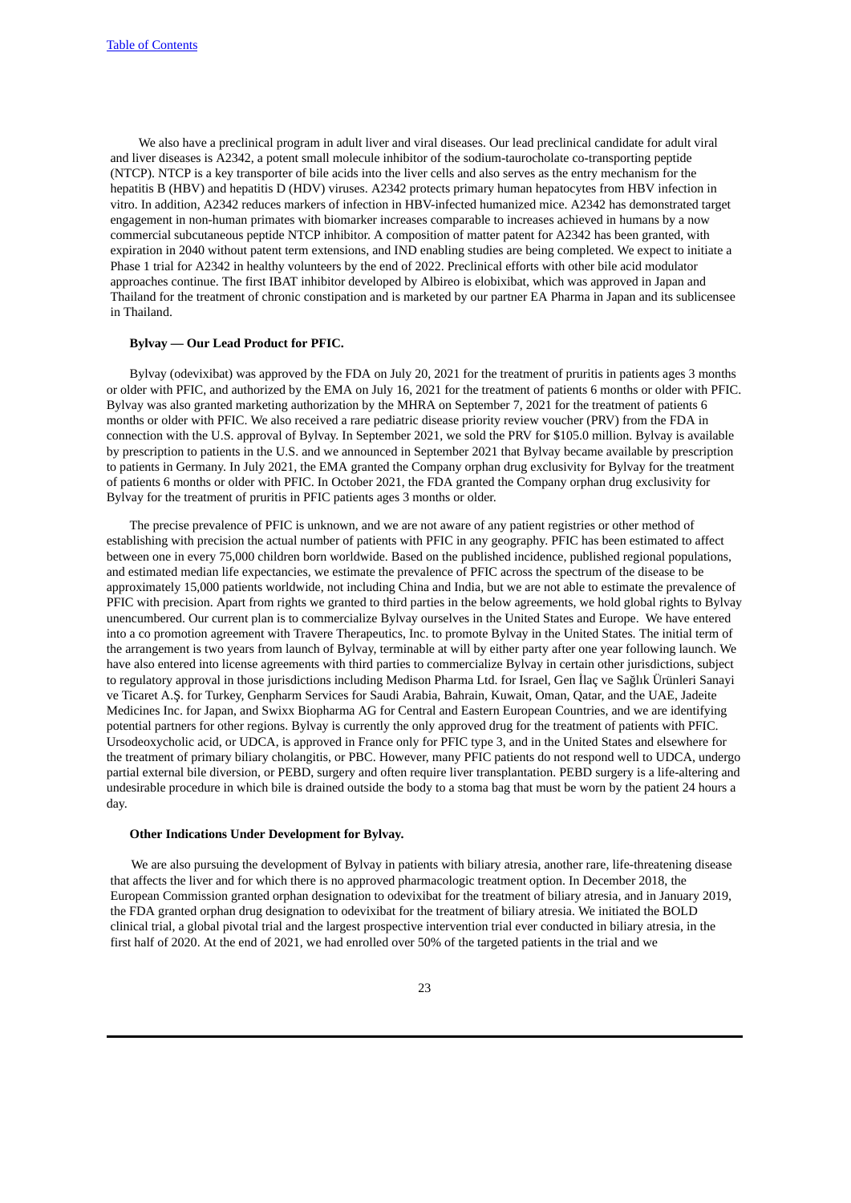We also have a preclinical program in adult liver and viral diseases. Our lead preclinical candidate for adult viral and liver diseases is A2342, a potent small molecule inhibitor of the sodium-taurocholate co-transporting peptide (NTCP). NTCP is a key transporter of bile acids into the liver cells and also serves as the entry mechanism for the hepatitis B (HBV) and hepatitis D (HDV) viruses. A2342 protects primary human hepatocytes from HBV infection in vitro. In addition, A2342 reduces markers of infection in HBV-infected humanized mice. A2342 has demonstrated target engagement in non-human primates with biomarker increases comparable to increases achieved in humans by a now commercial subcutaneous peptide NTCP inhibitor. A composition of matter patent for A2342 has been granted, with expiration in 2040 without patent term extensions, and IND enabling studies are being completed. We expect to initiate a Phase 1 trial for A2342 in healthy volunteers by the end of 2022. Preclinical efforts with other bile acid modulator approaches continue. The first IBAT inhibitor developed by Albireo is elobixibat, which was approved in Japan and Thailand for the treatment of chronic constipation and is marketed by our partner EA Pharma in Japan and its sublicensee in Thailand.

**Bylvay — Our Lead Product for PFIC.**

Bylvay (odevixibat) was approved by the FDA on July 20, 2021 for the treatment of pruritis in patients ages 3 months or older with PFIC, and authorized by the EMA on July 16, 2021 for the treatment of patients 6 months or older with PFIC. Bylvay was also granted marketing authorization by the MHRA on September 7, 2021 for the treatment of patients 6 months or older with PFIC. We also received a rare pediatric disease priority review voucher (PRV) from the FDA in connection with the U.S. approval of Bylvay. In September 2021, we sold the PRV for $105.0 million. Bylvay is available by prescription to patients in the U.S. and we announced in September 2021 that Bylvay became available by prescription to patients in Germany. In July 2021, the EMA granted the Company orphan drug exclusivity for Bylvay for the treatment of patients 6 months or older with PFIC. In October 2021, the FDA granted the Company orphan drug exclusivity for Bylvay for the treatment of pruritis in PFIC patients ages 3 months or older.

The precise prevalence of PFIC is unknown, and we are not aware of any patient registries or other method of establishing with precision the actual number of patients with PFIC in any geography. PFIC has been estimated to affect between one in every 75,000 children born worldwide. Based on the published incidence, published regional populations, and estimated median life expectancies, we estimate the prevalence of PFIC across the spectrum of the disease to be approximately 15,000 patients worldwide, not including China and India, but we are not able to estimate the prevalence of PFIC with precision. Apart from rights we granted to third parties in the below agreements, we hold global rights to Bylvay unencumbered. Our current plan is to commercialize Bylvay ourselves in the United States and Europe. We have entered into a co promotion agreement with Travere Therapeutics, Inc. to promote Bylvay in the United States. The initial term of the arrangement is two years from launch of Bylvay, terminable at will by either party after one year following launch. We have also entered into license agreements with third parties to commercialize Bylvay in certain other jurisdictions, subject to regulatory approval in those jurisdictions including Medison Pharma Ltd. for Israel, Gen İlaç ve Sağlık Ürünleri Sanayi ve Ticaret A.Ş. for Turkey, Genpharm Services for Saudi Arabia, Bahrain, Kuwait, Oman, Qatar, and the UAE, Jadeite Medicines Inc. for Japan, and Swixx Biopharma AG for Central and Eastern European Countries, and we are identifying potential partners for other regions. Bylvay is currently the only approved drug for the treatment of patients with PFIC. Ursodeoxycholic acid, or UDCA, is approved in France only for PFIC type 3, and in the United States and elsewhere for the treatment of primary biliary cholangitis, or PBC. However, many PFIC patients do not respond well to UDCA, undergo partial external bile diversion, or PEBD, surgery and often require liver transplantation. PEBD surgery is a life-altering and undesirable procedure in which bile is drained outside the body to a stoma bag that must be worn by the patient 24 hours a day.

**Other Indications Under Development for Bylvay.**

We are also pursuing the development of Bylvay in patients with biliary atresia, another rare, life-threatening disease that affects the liver and for which there is no approved pharmacologic treatment option. In December 2018, the European Commission granted orphan designation to odevixibat for the treatment of biliary atresia, and in January 2019, the FDA granted orphan drug designation to odevixibat for the treatment of biliary atresia. We initiated the BOLD clinical trial, a global pivotal trial and the largest prospective intervention trial ever conducted in biliary atresia, in the first half of 2020. At the end of 2021, we had enrolled over 50% of the targeted patients in the trial and we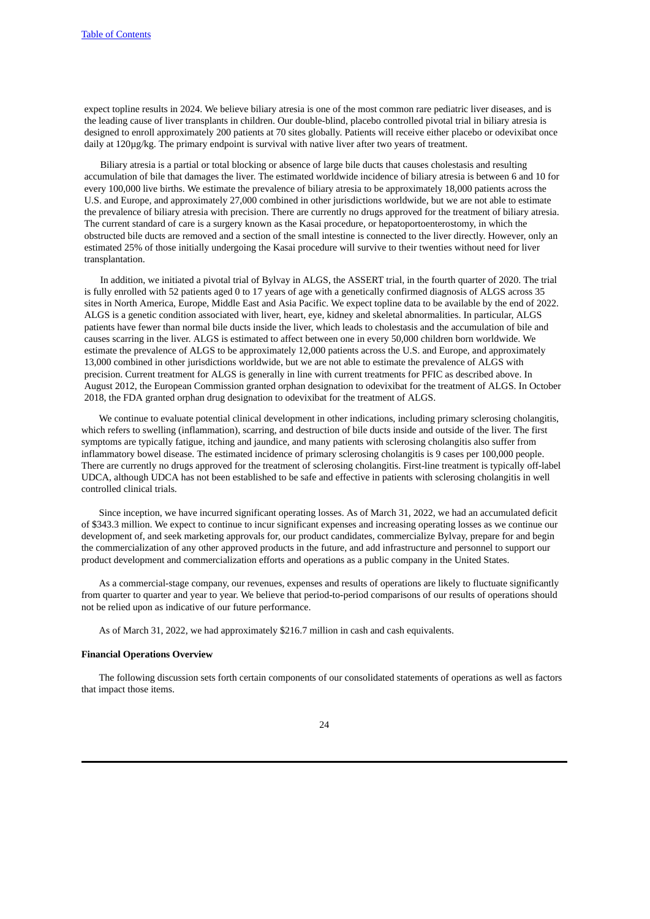expect topline results in 2024. We believe biliary atresia is one of the most common rare pediatric liver diseases, and is the leading cause of liver transplants in children. Our double-blind, placebo controlled pivotal trial in biliary atresia is designed to enroll approximately 200 patients at 70 sites globally. Patients will receive either placebo or odevixibat once daily at 120µg/kg. The primary endpoint is survival with native liver after two years of treatment.

Biliary atresia is a partial or total blocking or absence of large bile ducts that causes cholestasis and resulting accumulation of bile that damages the liver. The estimated worldwide incidence of biliary atresia is between 6 and 10 for every 100,000 live births. We estimate the prevalence of biliary atresia to be approximately 18,000 patients across the U.S. and Europe, and approximately 27,000 combined in other jurisdictions worldwide, but we are not able to estimate the prevalence of biliary atresia with precision. There are currently no drugs approved for the treatment of biliary atresia. The current standard of care is a surgery known as the Kasai procedure, or hepatoportoenterostomy, in which the obstructed bile ducts are removed and a section of the small intestine is connected to the liver directly. However, only an estimated 25% of those initially undergoing the Kasai procedure will survive to their twenties without need for liver transplantation.

In addition, we initiated a pivotal trial of Bylvay in ALGS, the ASSERT trial, in the fourth quarter of 2020. The trial is fully enrolled with 52 patients aged 0 to 17 years of age with a genetically confirmed diagnosis of ALGS across 35 sites in North America, Europe, Middle East and Asia Pacific. We expect topline data to be available by the end of 2022. ALGS is a genetic condition associated with liver, heart, eye, kidney and skeletal abnormalities. In particular, ALGS patients have fewer than normal bile ducts inside the liver, which leads to cholestasis and the accumulation of bile and causes scarring in the liver. ALGS is estimated to affect between one in every 50,000 children born worldwide. We estimate the prevalence of ALGS to be approximately 12,000 patients across the U.S. and Europe, and approximately 13,000 combined in other jurisdictions worldwide, but we are not able to estimate the prevalence of ALGS with precision. Current treatment for ALGS is generally in line with current treatments for PFIC as described above. In August 2012, the European Commission granted orphan designation to odevixibat for the treatment of ALGS. In October 2018, the FDA granted orphan drug designation to odevixibat for the treatment of ALGS.

We continue to evaluate potential clinical development in other indications, including primary sclerosing cholangitis, which refers to swelling (inflammation), scarring, and destruction of bile ducts inside and outside of the liver. The first symptoms are typically fatigue, itching and jaundice, and many patients with sclerosing cholangitis also suffer from inflammatory bowel disease. The estimated incidence of primary sclerosing cholangitis is 9 cases per 100,000 people. There are currently no drugs approved for the treatment of sclerosing cholangitis. First-line treatment is typically off-label UDCA, although UDCA has not been established to be safe and effective in patients with sclerosing cholangitis in well controlled clinical trials.

Since inception, we have incurred significant operating losses. As of March 31, 2022, we had an accumulated deficit of $343.3 million. We expect to continue to incur significant expenses and increasing operating losses as we continue our development of, and seek marketing approvals for, our product candidates, commercialize Bylvay, prepare for and begin the commercialization of any other approved products in the future, and add infrastructure and personnel to support our product development and commercialization efforts and operations as a public company in the United States.

As a commercial-stage company, our revenues, expenses and results of operations are likely to fluctuate significantly from quarter to quarter and year to year. We believe that period-to-period comparisons of our results of operations should not be relied upon as indicative of our future performance.

As of March 31, 2022, we had approximately $216.7 million in cash and cash equivalents.

**Financial Operations Overview**

The following discussion sets forth certain components of our consolidated statements of operations as well as factors that impact those items.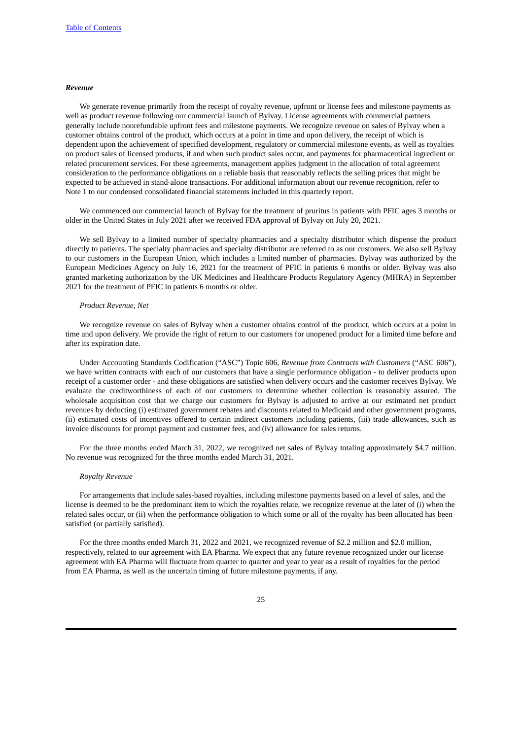### *Revenue*

We generate revenue primarily from the receipt of royalty revenue, upfront or license fees and milestone payments as well as product revenue following our commercial launch of Bylvay. License agreements with commercial partners generally include nonrefundable upfront fees and milestone payments. We recognize revenue on sales of Bylvay when a customer obtains control of the product, which occurs at a point in time and upon delivery, the receipt of which is dependent upon the achievement of specified development, regulatory or commercial milestone events, as well as royalties on product sales of licensed products, if and when such product sales occur, and payments for pharmaceutical ingredient or related procurement services. For these agreements, management applies judgment in the allocation of total agreement consideration to the performance obligations on a reliable basis that reasonably reflects the selling prices that might be expected to be achieved in stand-alone transactions. For additional information about our revenue recognition, refer to Note 1 to our condensed consolidated financial statements included in this quarterly report.

We commenced our commercial launch of Bylvay for the treatment of pruritus in patients with PFIC ages 3 months or older in the United States in July 2021 after we received FDA approval of Bylvay on July 20, 2021.

We sell Bylvay to a limited number of specialty pharmacies and a specialty distributor which dispense the product directly to patients. The specialty pharmacies and specialty distributor are referred to as our customers. We also sell Bylvay to our customers in the European Union, which includes a limited number of pharmacies. Bylvay was authorized by the European Medicines Agency on July 16, 2021 for the treatment of PFIC in patients 6 months or older. Bylvay was also granted marketing authorization by the UK Medicines and Healthcare Products Regulatory Agency (MHRA) in September 2021 for the treatment of PFIC in patients 6 months or older.

*Product Revenue, Net*

We recognize revenue on sales of Bylvay when a customer obtains control of the product, which occurs at a point in time and upon delivery. We provide the right of return to our customers for unopened product for a limited time before and after its expiration date.

Under Accounting Standards Codification ("ASC") Topic 606, *Revenue from Contracts with Customers* ("ASC 606"), we have written contracts with each of our customers that have a single performance obligation - to deliver products upon receipt of a customer order - and these obligations are satisfied when delivery occurs and the customer receives Bylvay. We evaluate the creditworthiness of each of our customers to determine whether collection is reasonably assured. The wholesale acquisition cost that we charge our customers for Bylvay is adjusted to arrive at our estimated net product revenues by deducting (i) estimated government rebates and discounts related to Medicaid and other government programs, (ii) estimated costs of incentives offered to certain indirect customers including patients, (iii) trade allowances, such as invoice discounts for prompt payment and customer fees, and (iv) allowance for sales returns.

For the three months ended March 31, 2022, we recognized net sales of Bylvay totaling approximately $4.7 million. No revenue was recognized for the three months ended March 31, 2021.

*Royalty Revenue*

For arrangements that include sales-based royalties, including milestone payments based on a level of sales, and the license is deemed to be the predominant item to which the royalties relate, we recognize revenue at the later of (i) when the related sales occur, or (ii) when the performance obligation to which some or all of the royalty has been allocated has been satisfied (or partially satisfied).

For the three months ended March 31, 2022 and 2021, we recognized revenue of $2.2 million and $2.0 million, respectively, related to our agreement with EA Pharma. We expect that any future revenue recognized under our license agreement with EA Pharma will fluctuate from quarter to quarter and year to year as a result of royalties for the period from EA Pharma, as well as the uncertain timing of future milestone payments, if any.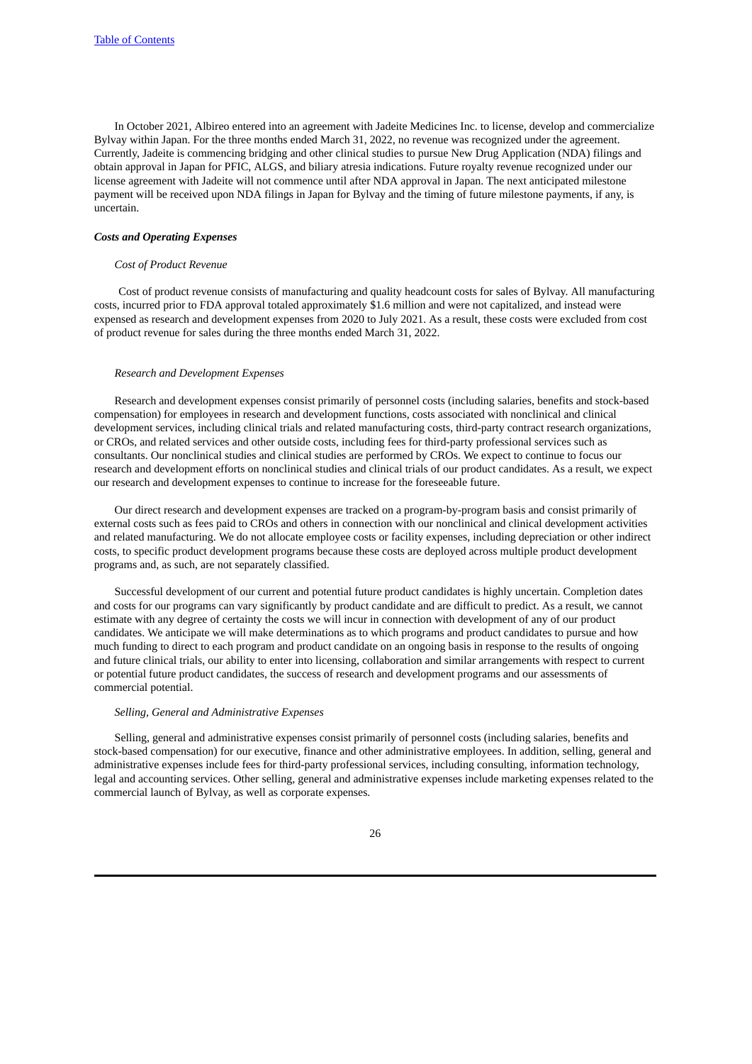In October 2021, Albireo entered into an agreement with Jadeite Medicines Inc. to license, develop and commercialize Bylvay within Japan. For the three months ended March 31, 2022, no revenue was recognized under the agreement. Currently, Jadeite is commencing bridging and other clinical studies to pursue New Drug Application (NDA) filings and obtain approval in Japan for PFIC, ALGS, and biliary atresia indications. Future royalty revenue recognized under our license agreement with Jadeite will not commence until after NDA approval in Japan. The next anticipated milestone payment will be received upon NDA filings in Japan for Bylvay and the timing of future milestone payments, if any, is uncertain.

### ***Costs and Operating Expenses***

#### *Cost of Product Revenue*

Cost of product revenue consists of manufacturing and quality headcount costs for sales of Bylvay. All manufacturing costs, incurred prior to FDA approval totaled approximately $1.6 million and were not capitalized, and instead were expensed as research and development expenses from 2020 to July 2021. As a result, these costs were excluded from cost of product revenue for sales during the three months ended March 31, 2022.

#### *Research and Development Expenses*

Research and development expenses consist primarily of personnel costs (including salaries, benefits and stock-based compensation) for employees in research and development functions, costs associated with nonclinical and clinical development services, including clinical trials and related manufacturing costs, third-party contract research organizations, or CROs, and related services and other outside costs, including fees for third-party professional services such as consultants. Our nonclinical studies and clinical studies are performed by CROs. We expect to continue to focus our research and development efforts on nonclinical studies and clinical trials of our product candidates. As a result, we expect our research and development expenses to continue to increase for the foreseeable future.

Our direct research and development expenses are tracked on a program-by-program basis and consist primarily of external costs such as fees paid to CROs and others in connection with our nonclinical and clinical development activities and related manufacturing. We do not allocate employee costs or facility expenses, including depreciation or other indirect costs, to specific product development programs because these costs are deployed across multiple product development programs and, as such, are not separately classified.

Successful development of our current and potential future product candidates is highly uncertain. Completion dates and costs for our programs can vary significantly by product candidate and are difficult to predict. As a result, we cannot estimate with any degree of certainty the costs we will incur in connection with development of any of our product candidates. We anticipate we will make determinations as to which programs and product candidates to pursue and how much funding to direct to each program and product candidate on an ongoing basis in response to the results of ongoing and future clinical trials, our ability to enter into licensing, collaboration and similar arrangements with respect to current or potential future product candidates, the success of research and development programs and our assessments of commercial potential.

#### *Selling, General and Administrative Expenses*

Selling, general and administrative expenses consist primarily of personnel costs (including salaries, benefits and stock-based compensation) for our executive, finance and other administrative employees. In addition, selling, general and administrative expenses include fees for third-party professional services, including consulting, information technology, legal and accounting services. Other selling, general and administrative expenses include marketing expenses related to the commercial launch of Bylvay, as well as corporate expenses.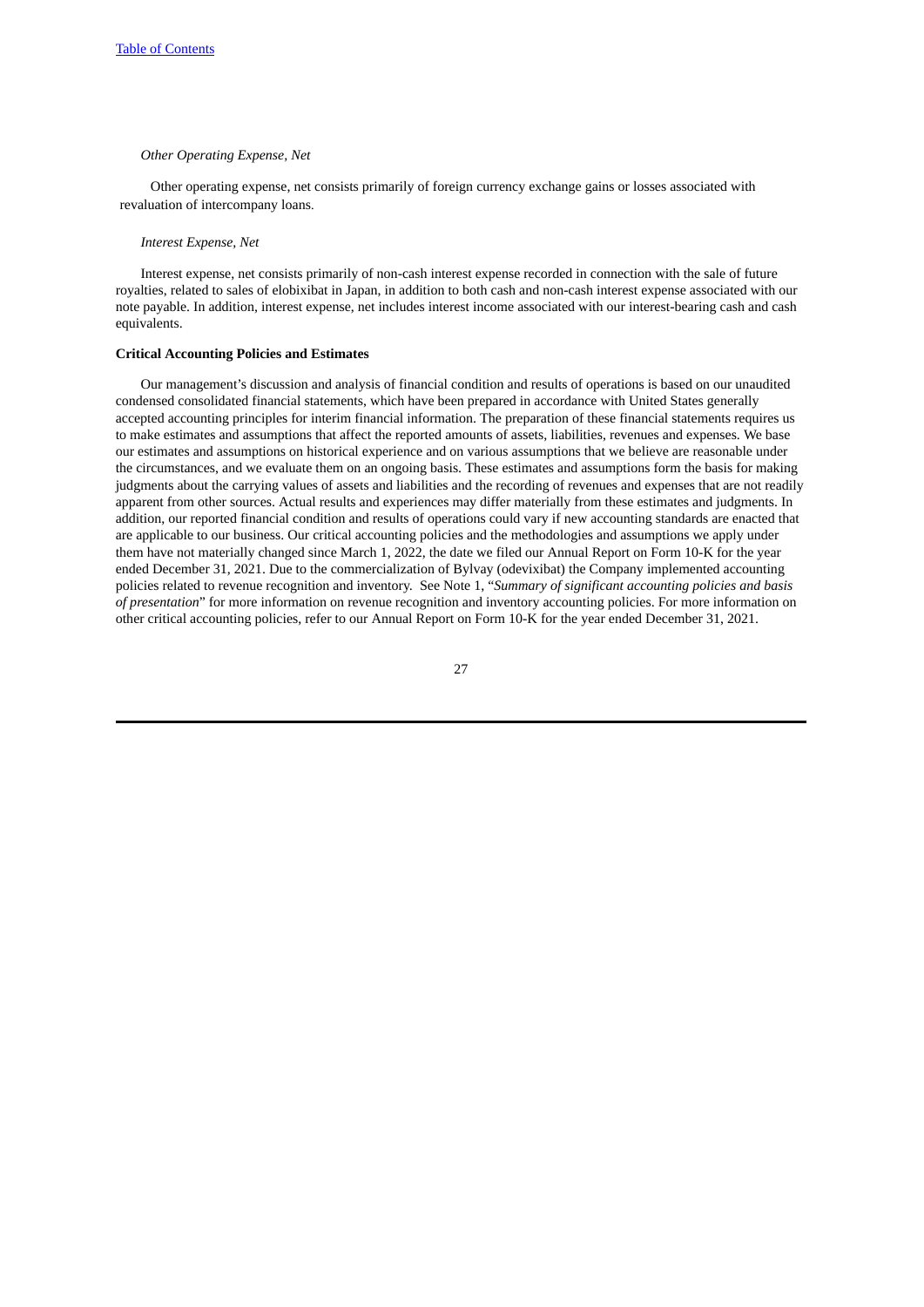*Other Operating Expense, Net*

Other operating expense, net consists primarily of foreign currency exchange gains or losses associated with revaluation of intercompany loans.

*Interest Expense, Net*

Interest expense, net consists primarily of non-cash interest expense recorded in connection with the sale of future royalties, related to sales of elobixibat in Japan, in addition to both cash and non-cash interest expense associated with our note payable. In addition, interest expense, net includes interest income associated with our interest-bearing cash and cash equivalents.

**Critical Accounting Policies and Estimates**

Our management's discussion and analysis of financial condition and results of operations is based on our unaudited condensed consolidated financial statements, which have been prepared in accordance with United States generally accepted accounting principles for interim financial information. The preparation of these financial statements requires us to make estimates and assumptions that affect the reported amounts of assets, liabilities, revenues and expenses. We base our estimates and assumptions on historical experience and on various assumptions that we believe are reasonable under the circumstances, and we evaluate them on an ongoing basis. These estimates and assumptions form the basis for making judgments about the carrying values of assets and liabilities and the recording of revenues and expenses that are not readily apparent from other sources. Actual results and experiences may differ materially from these estimates and judgments. In addition, our reported financial condition and results of operations could vary if new accounting standards are enacted that are applicable to our business. Our critical accounting policies and the methodologies and assumptions we apply under them have not materially changed since March 1, 2022, the date we filed our Annual Report on Form 10-K for the year ended December 31, 2021. Due to the commercialization of Bylvay (odevixibat) the Company implemented accounting policies related to revenue recognition and inventory. See Note 1, "*Summary of significant accounting policies and basis of presentation*" for more information on revenue recognition and inventory accounting policies. For more information on other critical accounting policies, refer to our Annual Report on Form 10-K for the year ended December 31, 2021.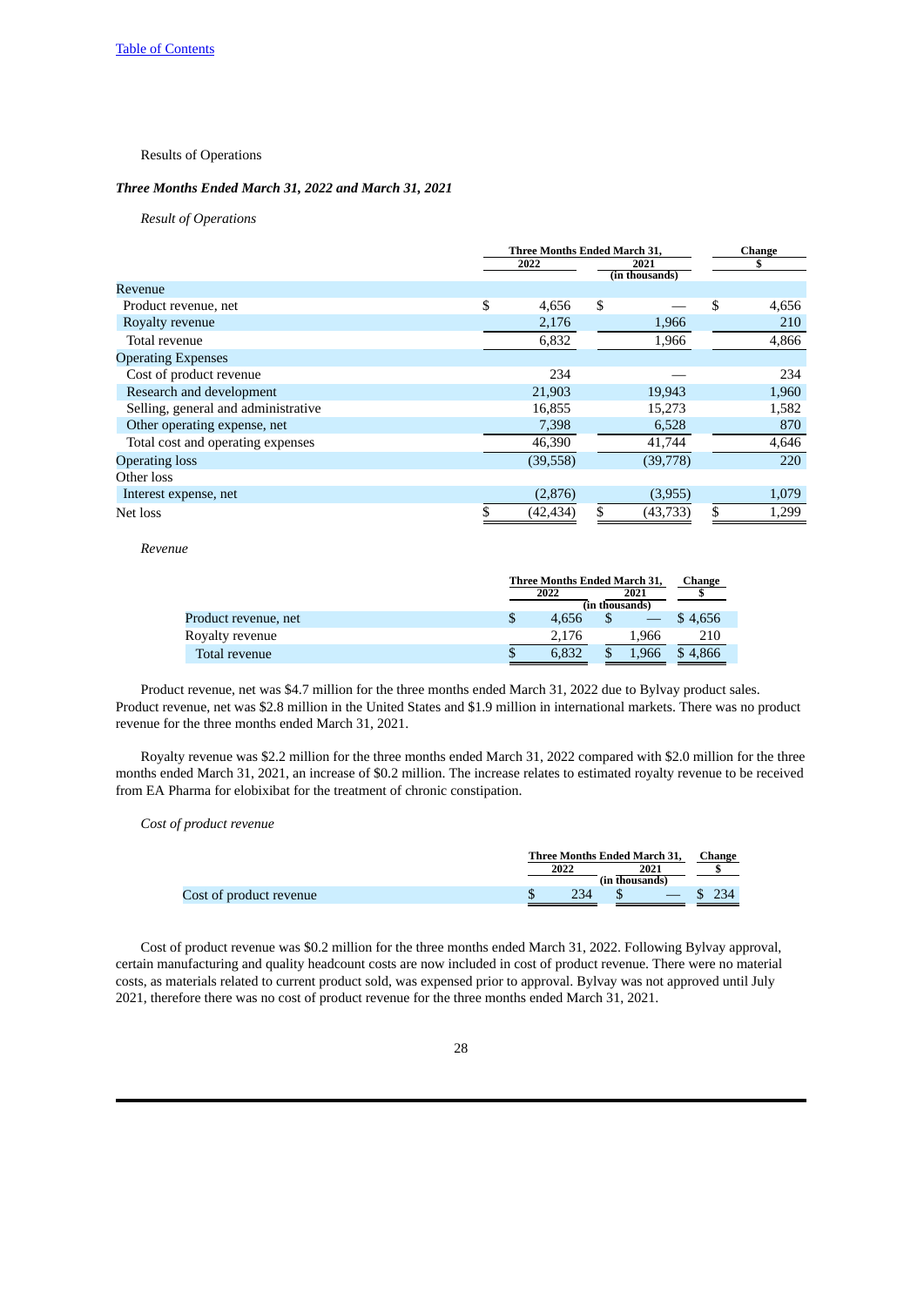Results of Operations

### *Three Months Ended March 31, 2022 and March 31, 2021*

*Result of Operations*

| | Three Months Ended March 31, 2022 | 2021 | Change $ |
|---|---|---|---|
| | (in thousands) | | |
| Revenue | | | |
| Product revenue, net | $ 4,656 | $ — | $ 4,656 |
| Royalty revenue | 2,176 | 1,966 | 210 |
| Total revenue | 6,832 | 1,966 | 4,866 |
| Operating Expenses | | | |
| Cost of product revenue | 234 | — | 234 |
| Research and development | 21,903 | 19,943 | 1,960 |
| Selling, general and administrative | 16,855 | 15,273 | 1,582 |
| Other operating expense, net | 7,398 | 6,528 | 870 |
| Total cost and operating expenses | 46,390 | 41,744 | 4,646 |
| Operating loss | (39,558) | (39,778) | 220 |
| Other loss | | | |
| Interest expense, net | (2,876) | (3,955) | 1,079 |
| Net loss | $ (42,434) | $ (43,733) | $ 1,299 |

*Revenue*

| | Three Months Ended March 31, 2022 | 2021 | Change $ |
|---|---|---|---|
| | (in thousands) | | |
| Product revenue, net | $ 4,656 | $ — | $ 4,656 |
| Royalty revenue | 2,176 | 1,966 | 210 |
| Total revenue | $ 6,832 | $ 1,966 | $ 4,866 |

Product revenue, net was $4.7 million for the three months ended March 31, 2022 due to Bylvay product sales. Product revenue, net was $2.8 million in the United States and $1.9 million in international markets. There was no product revenue for the three months ended March 31, 2021.

Royalty revenue was $2.2 million for the three months ended March 31, 2022 compared with $2.0 million for the three months ended March 31, 2021, an increase of $0.2 million. The increase relates to estimated royalty revenue to be received from EA Pharma for elobixibat for the treatment of chronic constipation.

*Cost of product revenue*

| | Three Months Ended March 31, 2022 | 2021 | Change $ |
|---|---|---|---|
| | (in thousands) | | |
| Cost of product revenue | $ 234 | $ — | $ 234 |

Cost of product revenue was $0.2 million for the three months ended March 31, 2022. Following Bylvay approval, certain manufacturing and quality headcount costs are now included in cost of product revenue. There were no material costs, as materials related to current product sold, was expensed prior to approval. Bylvay was not approved until July 2021, therefore there was no cost of product revenue for the three months ended March 31, 2021.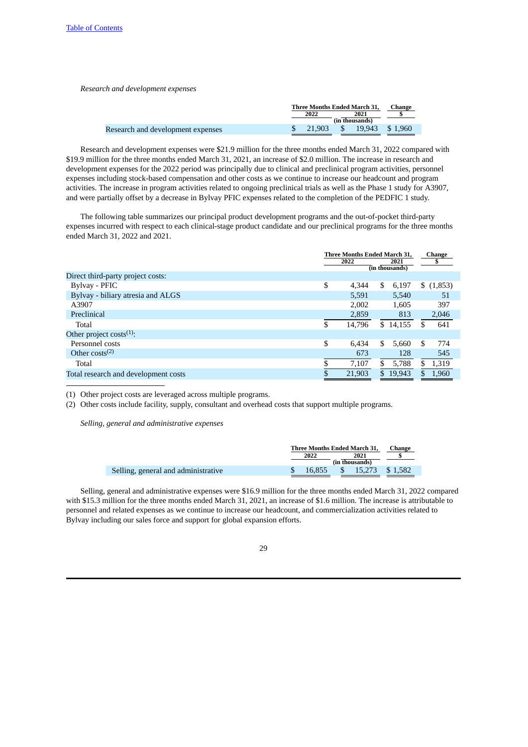*Research and development expenses*

| | Three Months Ended March 31, 2022 | 2021 | Change $ |
|---|---|---|---|
| | (in thousands) | | |
| Research and development expenses | $ 21,903 | $ 19,943 | $ 1,960 |

Research and development expenses were $21.9 million for the three months ended March 31, 2022 compared with $19.9 million for the three months ended March 31, 2021, an increase of $2.0 million. The increase in research and development expenses for the 2022 period was principally due to clinical and preclinical program activities, personnel expenses including stock-based compensation and other costs as we continue to increase our headcount and program activities. The increase in program activities related to ongoing preclinical trials as well as the Phase 1 study for A3907, and were partially offset by a decrease in Bylvay PFIC expenses related to the completion of the PEDFIC 1 study.

The following table summarizes our principal product development programs and the out-of-pocket third-party expenses incurred with respect to each clinical-stage product candidate and our preclinical programs for the three months ended March 31, 2022 and 2021.

| | Three Months Ended March 31, 2022 | 2021 | Change $ |
|---|---|---|---|
| | (in thousands) | | |
| Direct third-party project costs: | | | |
| Bylvay - PFIC | $ 4,344 | $ 6,197 | $ (1,853) |
| Bylvay - biliary atresia and ALGS | 5,591 | 5,540 | 51 |
| A3907 | 2,002 | 1,605 | 397 |
| Preclinical | 2,859 | 813 | 2,046 |
| Total | $ 14,796 | $ 14,155 | $ 641 |
| Other project costs[1]: | | | |
| Personnel costs | $ 6,434 | $ 5,660 | $ 774 |
| Other costs[2] | 673 | 128 | 545 |
| Total | $ 7,107 | $ 5,788 | $ 1,319 |
| Total research and development costs | $ 21,903 | $ 19,943 | $ 1,960 |

(1) Other project costs are leveraged across multiple programs.

(2) Other costs include facility, supply, consultant and overhead costs that support multiple programs.

*Selling, general and administrative expenses*

| | Three Months Ended March 31, 2022 | 2021 | Change $ |
|---|---|---|---|
| | (in thousands) | | |
| Selling, general and administrative | $ 16,855 | $ 15,273 | $ 1,582 |

Selling, general and administrative expenses were $16.9 million for the three months ended March 31, 2022 compared with $15.3 million for the three months ended March 31, 2021, an increase of $1.6 million. The increase is attributable to personnel and related expenses as we continue to increase our headcount, and commercialization activities related to Bylvay including our sales force and support for global expansion efforts.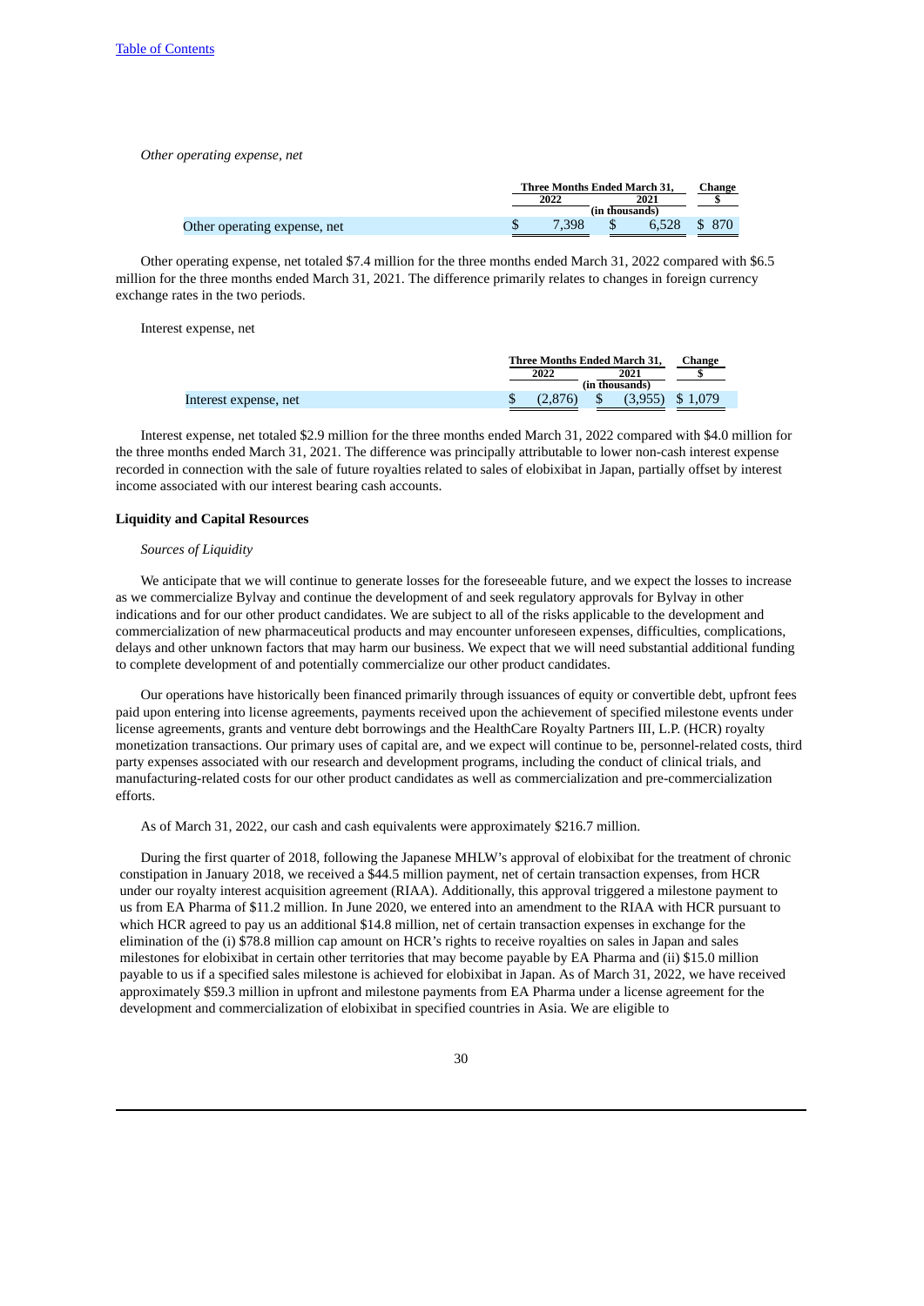[Table of Contents](#)

*Other operating expense, net*

| | Three Months Ended March 31, | | Change |
|---|---|---|---|
| | 2022 | 2021 | $ |
| | (in thousands) | | |
| Other operating expense, net | $ 7,398 | $ 6,528 | $ 870 |

Other operating expense, net totaled $7.4 million for the three months ended March 31, 2022 compared with $6.5 million for the three months ended March 31, 2021. The difference primarily relates to changes in foreign currency exchange rates in the two periods.

Interest expense, net

| | Three Months Ended March 31, | | Change |
|---|---|---|---|
| | 2022 | 2021 | $ |
| | (in thousands) | | |
| Interest expense, net | $ (2,876) | $ (3,955) | $ 1,079 |

Interest expense, net totaled $2.9 million for the three months ended March 31, 2022 compared with $4.0 million for the three months ended March 31, 2021. The difference was principally attributable to lower non-cash interest expense recorded in connection with the sale of future royalties related to sales of elobixibat in Japan, partially offset by interest income associated with our interest bearing cash accounts.

**Liquidity and Capital Resources**

*Sources of Liquidity*

We anticipate that we will continue to generate losses for the foreseeable future, and we expect the losses to increase as we commercialize Bylvay and continue the development of and seek regulatory approvals for Bylvay in other indications and for our other product candidates. We are subject to all of the risks applicable to the development and commercialization of new pharmaceutical products and may encounter unforeseen expenses, difficulties, complications, delays and other unknown factors that may harm our business. We expect that we will need substantial additional funding to complete development of and potentially commercialize our other product candidates.

Our operations have historically been financed primarily through issuances of equity or convertible debt, upfront fees paid upon entering into license agreements, payments received upon the achievement of specified milestone events under license agreements, grants and venture debt borrowings and the HealthCare Royalty Partners III, L.P. (HCR) royalty monetization transactions. Our primary uses of capital are, and we expect will continue to be, personnel-related costs, third party expenses associated with our research and development programs, including the conduct of clinical trials, and manufacturing-related costs for our other product candidates as well as commercialization and pre-commercialization efforts.

As of March 31, 2022, our cash and cash equivalents were approximately $216.7 million.

During the first quarter of 2018, following the Japanese MHLW's approval of elobixibat for the treatment of chronic constipation in January 2018, we received a $44.5 million payment, net of certain transaction expenses, from HCR under our royalty interest acquisition agreement (RIAA). Additionally, this approval triggered a milestone payment to us from EA Pharma of $11.2 million. In June 2020, we entered into an amendment to the RIAA with HCR pursuant to which HCR agreed to pay us an additional $14.8 million, net of certain transaction expenses in exchange for the elimination of the (i) $78.8 million cap amount on HCR's rights to receive royalties on sales in Japan and sales milestones for elobixibat in certain other territories that may become payable by EA Pharma and (ii) $15.0 million payable to us if a specified sales milestone is achieved for elobixibat in Japan. As of March 31, 2022, we have received approximately $59.3 million in upfront and milestone payments from EA Pharma under a license agreement for the development and commercialization of elobixibat in specified countries in Asia. We are eligible to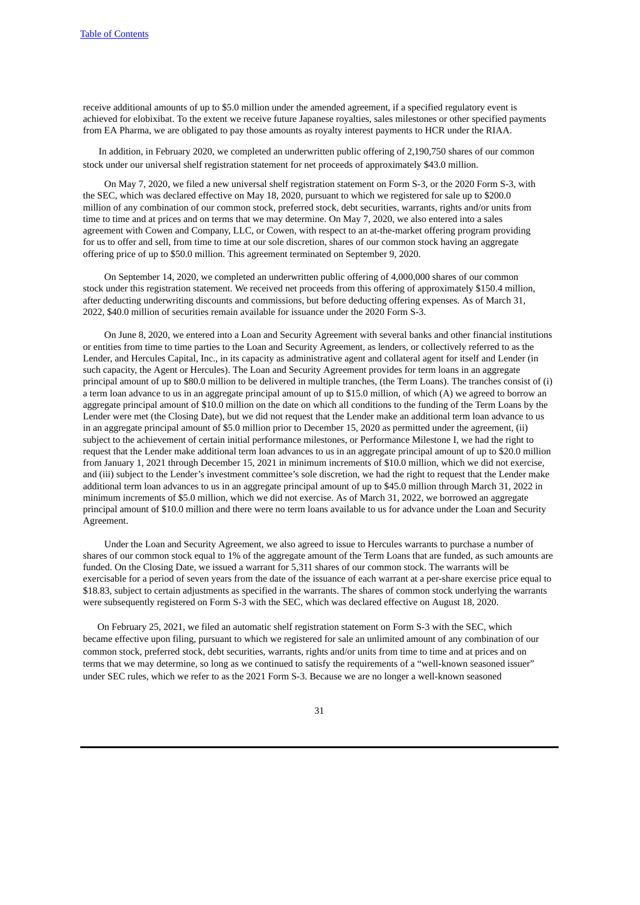receive additional amounts of up to $5.0 million under the amended agreement, if a specified regulatory event is achieved for elobixibat. To the extent we receive future Japanese royalties, sales milestones or other specified payments from EA Pharma, we are obligated to pay those amounts as royalty interest payments to HCR under the RIAA.

In addition, in February 2020, we completed an underwritten public offering of 2,190,750 shares of our common stock under our universal shelf registration statement for net proceeds of approximately $43.0 million.

On May 7, 2020, we filed a new universal shelf registration statement on Form S-3, or the 2020 Form S-3, with the SEC, which was declared effective on May 18, 2020, pursuant to which we registered for sale up to $200.0 million of any combination of our common stock, preferred stock, debt securities, warrants, rights and/or units from time to time and at prices and on terms that we may determine. On May 7, 2020, we also entered into a sales agreement with Cowen and Company, LLC, or Cowen, with respect to an at-the-market offering program providing for us to offer and sell, from time to time at our sole discretion, shares of our common stock having an aggregate offering price of up to $50.0 million. This agreement terminated on September 9, 2020.

On September 14, 2020, we completed an underwritten public offering of 4,000,000 shares of our common stock under this registration statement. We received net proceeds from this offering of approximately $150.4 million, after deducting underwriting discounts and commissions, but before deducting offering expenses. As of March 31, 2022, $40.0 million of securities remain available for issuance under the 2020 Form S-3.

On June 8, 2020, we entered into a Loan and Security Agreement with several banks and other financial institutions or entities from time to time parties to the Loan and Security Agreement, as lenders, or collectively referred to as the Lender, and Hercules Capital, Inc., in its capacity as administrative agent and collateral agent for itself and Lender (in such capacity, the Agent or Hercules). The Loan and Security Agreement provides for term loans in an aggregate principal amount of up to $80.0 million to be delivered in multiple tranches, (the Term Loans). The tranches consist of (i) a term loan advance to us in an aggregate principal amount of up to $15.0 million, of which (A) we agreed to borrow an aggregate principal amount of $10.0 million on the date on which all conditions to the funding of the Term Loans by the Lender were met (the Closing Date), but we did not request that the Lender make an additional term loan advance to us in an aggregate principal amount of $5.0 million prior to December 15, 2020 as permitted under the agreement, (ii) subject to the achievement of certain initial performance milestones, or Performance Milestone I, we had the right to request that the Lender make additional term loan advances to us in an aggregate principal amount of up to $20.0 million from January 1, 2021 through December 15, 2021 in minimum increments of $10.0 million, which we did not exercise, and (iii) subject to the Lender's investment committee's sole discretion, we had the right to request that the Lender make additional term loan advances to us in an aggregate principal amount of up to $45.0 million through March 31, 2022 in minimum increments of $5.0 million, which we did not exercise. As of March 31, 2022, we borrowed an aggregate principal amount of $10.0 million and there were no term loans available to us for advance under the Loan and Security Agreement.

Under the Loan and Security Agreement, we also agreed to issue to Hercules warrants to purchase a number of shares of our common stock equal to 1% of the aggregate amount of the Term Loans that are funded, as such amounts are funded. On the Closing Date, we issued a warrant for 5,311 shares of our common stock. The warrants will be exercisable for a period of seven years from the date of the issuance of each warrant at a per-share exercise price equal to $18.83, subject to certain adjustments as specified in the warrants. The shares of common stock underlying the warrants were subsequently registered on Form S-3 with the SEC, which was declared effective on August 18, 2020.

On February 25, 2021, we filed an automatic shelf registration statement on Form S-3 with the SEC, which became effective upon filing, pursuant to which we registered for sale an unlimited amount of any combination of our common stock, preferred stock, debt securities, warrants, rights and/or units from time to time and at prices and on terms that we may determine, so long as we continued to satisfy the requirements of a "well-known seasoned issuer" under SEC rules, which we refer to as the 2021 Form S-3. Because we are no longer a well-known seasoned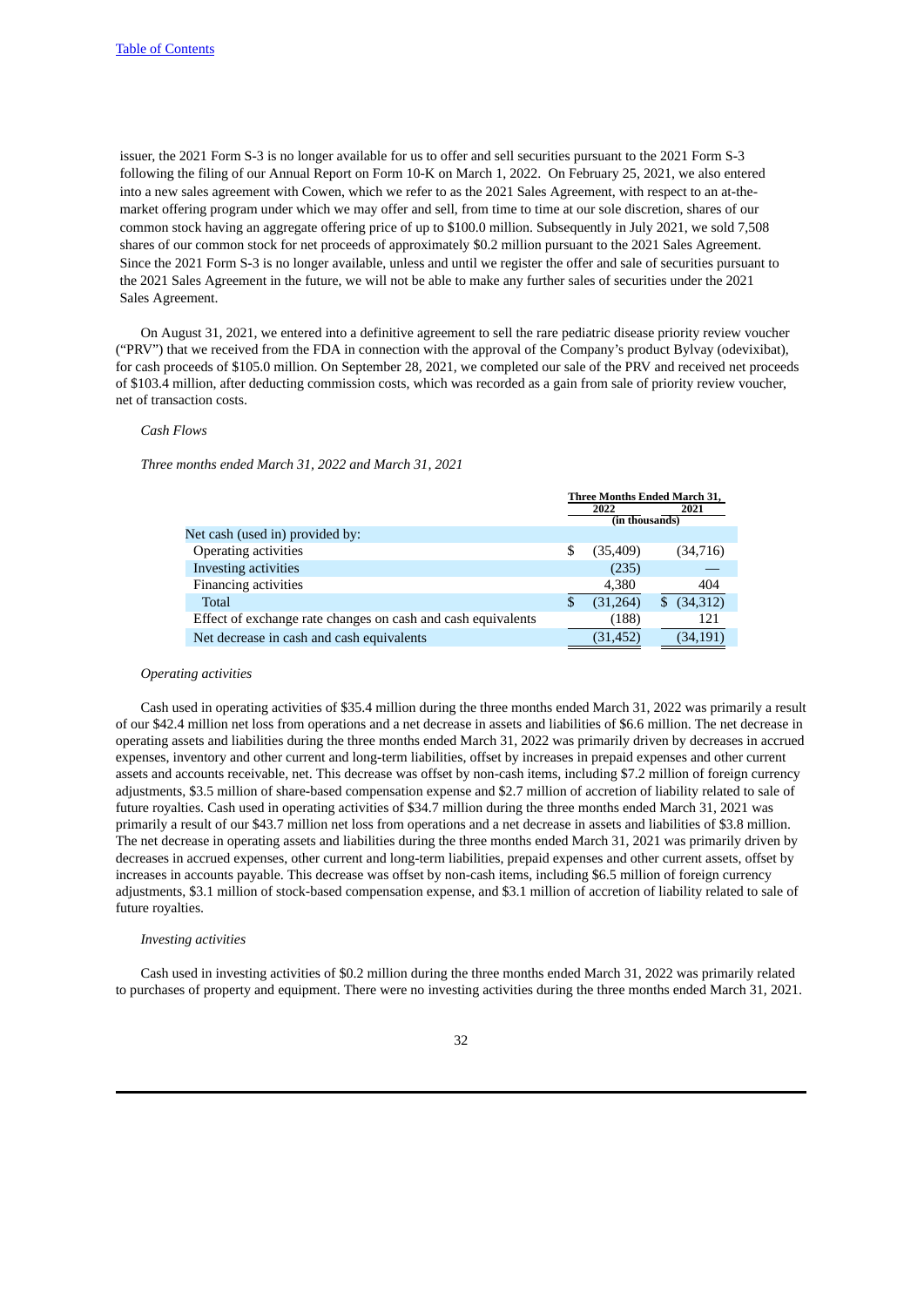issuer, the 2021 Form S-3 is no longer available for us to offer and sell securities pursuant to the 2021 Form S-3 following the filing of our Annual Report on Form 10-K on March 1, 2022. On February 25, 2021, we also entered into a new sales agreement with Cowen, which we refer to as the 2021 Sales Agreement, with respect to an at-the-market offering program under which we may offer and sell, from time to time at our sole discretion, shares of our common stock having an aggregate offering price of up to $100.0 million. Subsequently in July 2021, we sold 7,508 shares of our common stock for net proceeds of approximately $0.2 million pursuant to the 2021 Sales Agreement. Since the 2021 Form S-3 is no longer available, unless and until we register the offer and sale of securities pursuant to the 2021 Sales Agreement in the future, we will not be able to make any further sales of securities under the 2021 Sales Agreement.

On August 31, 2021, we entered into a definitive agreement to sell the rare pediatric disease priority review voucher ("PRV") that we received from the FDA in connection with the approval of the Company's product Bylvay (odevixibat), for cash proceeds of $105.0 million. On September 28, 2021, we completed our sale of the PRV and received net proceeds of $103.4 million, after deducting commission costs, which was recorded as a gain from sale of priority review voucher, net of transaction costs.

*Cash Flows*

*Three months ended March 31, 2022 and March 31, 2021*

| | Three Months Ended March 31, | |
|---|---|---|
| | 2022 | 2021 |
| | (in thousands) | |
| Net cash (used in) provided by: | | |
| Operating activities | $ (35,409) | (34,716) |
| Investing activities | (235) | — |
| Financing activities | 4,380 | 404 |
| Total | $ (31,264) | $ (34,312) |
| Effect of exchange rate changes on cash and cash equivalents | (188) | 121 |
| Net decrease in cash and cash equivalents | (31,452) | (34,191) |

*Operating activities*

Cash used in operating activities of $35.4 million during the three months ended March 31, 2022 was primarily a result of our $42.4 million net loss from operations and a net decrease in assets and liabilities of $6.6 million. The net decrease in operating assets and liabilities during the three months ended March 31, 2022 was primarily driven by decreases in accrued expenses, inventory and other current and long-term liabilities, offset by increases in prepaid expenses and other current assets and accounts receivable, net. This decrease was offset by non-cash items, including $7.2 million of foreign currency adjustments, $3.5 million of share-based compensation expense and $2.7 million of accretion of liability related to sale of future royalties. Cash used in operating activities of $34.7 million during the three months ended March 31, 2021 was primarily a result of our $43.7 million net loss from operations and a net decrease in assets and liabilities of $3.8 million. The net decrease in operating assets and liabilities during the three months ended March 31, 2021 was primarily driven by decreases in accrued expenses, other current and long-term liabilities, prepaid expenses and other current assets, offset by increases in accounts payable. This decrease was offset by non-cash items, including $6.5 million of foreign currency adjustments, $3.1 million of stock-based compensation expense, and $3.1 million of accretion of liability related to sale of future royalties.

*Investing activities*

Cash used in investing activities of $0.2 million during the three months ended March 31, 2022 was primarily related to purchases of property and equipment. There were no investing activities during the three months ended March 31, 2021.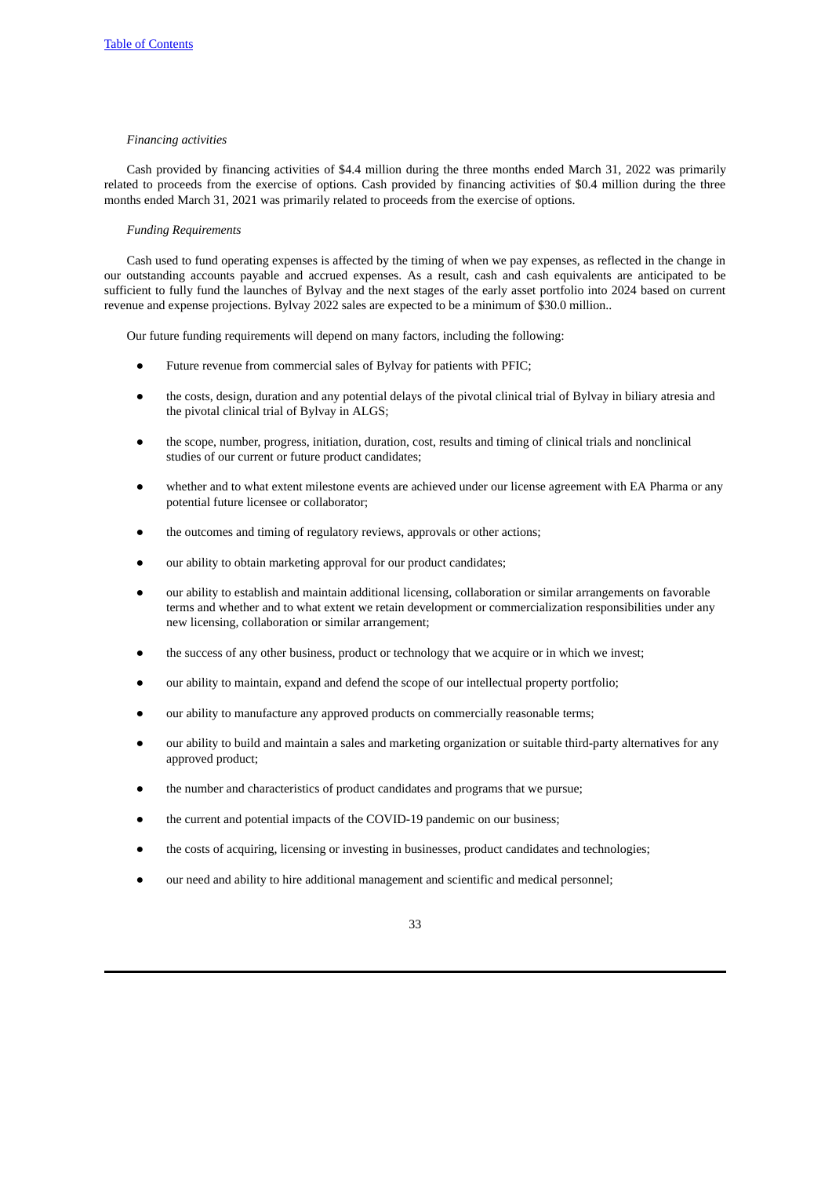*Financing activities*

Cash provided by financing activities of $4.4 million during the three months ended March 31, 2022 was primarily related to proceeds from the exercise of options. Cash provided by financing activities of $0.4 million during the three months ended March 31, 2021 was primarily related to proceeds from the exercise of options.

*Funding Requirements*

Cash used to fund operating expenses is affected by the timing of when we pay expenses, as reflected in the change in our outstanding accounts payable and accrued expenses. As a result, cash and cash equivalents are anticipated to be sufficient to fully fund the launches of Bylvay and the next stages of the early asset portfolio into 2024 based on current revenue and expense projections. Bylvay 2022 sales are expected to be a minimum of $30.0 million..

Our future funding requirements will depend on many factors, including the following:

- Future revenue from commercial sales of Bylvay for patients with PFIC;
- the costs, design, duration and any potential delays of the pivotal clinical trial of Bylvay in biliary atresia and the pivotal clinical trial of Bylvay in ALGS;
- the scope, number, progress, initiation, duration, cost, results and timing of clinical trials and nonclinical studies of our current or future product candidates;
- whether and to what extent milestone events are achieved under our license agreement with EA Pharma or any potential future licensee or collaborator;
- the outcomes and timing of regulatory reviews, approvals or other actions;
- our ability to obtain marketing approval for our product candidates;
- our ability to establish and maintain additional licensing, collaboration or similar arrangements on favorable terms and whether and to what extent we retain development or commercialization responsibilities under any new licensing, collaboration or similar arrangement;
- the success of any other business, product or technology that we acquire or in which we invest;
- our ability to maintain, expand and defend the scope of our intellectual property portfolio;
- our ability to manufacture any approved products on commercially reasonable terms;
- our ability to build and maintain a sales and marketing organization or suitable third-party alternatives for any approved product;
- the number and characteristics of product candidates and programs that we pursue;
- the current and potential impacts of the COVID-19 pandemic on our business;
- the costs of acquiring, licensing or investing in businesses, product candidates and technologies;
- our need and ability to hire additional management and scientific and medical personnel;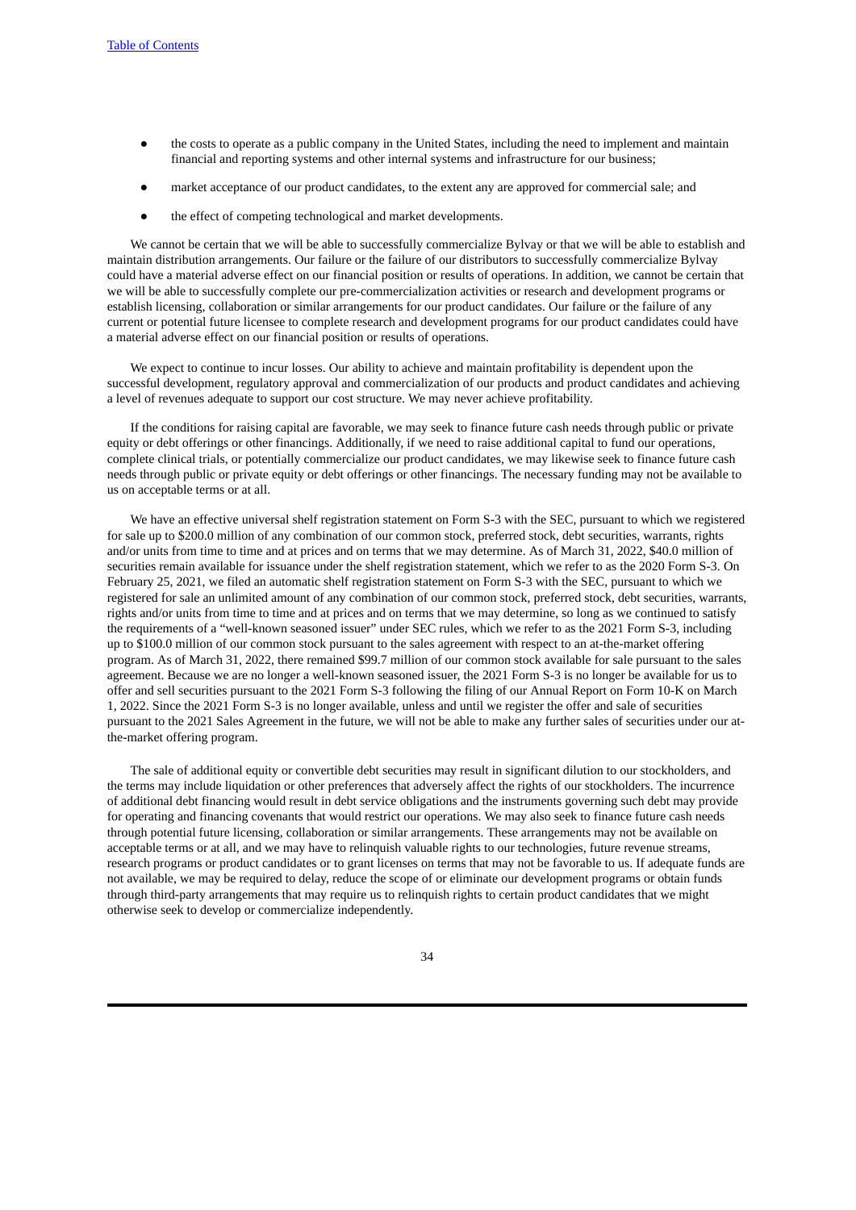- the costs to operate as a public company in the United States, including the need to implement and maintain financial and reporting systems and other internal systems and infrastructure for our business;
- market acceptance of our product candidates, to the extent any are approved for commercial sale; and
- the effect of competing technological and market developments.

We cannot be certain that we will be able to successfully commercialize Bylvay or that we will be able to establish and maintain distribution arrangements. Our failure or the failure of our distributors to successfully commercialize Bylvay could have a material adverse effect on our financial position or results of operations. In addition, we cannot be certain that we will be able to successfully complete our pre-commercialization activities or research and development programs or establish licensing, collaboration or similar arrangements for our product candidates. Our failure or the failure of any current or potential future licensee to complete research and development programs for our product candidates could have a material adverse effect on our financial position or results of operations.

We expect to continue to incur losses. Our ability to achieve and maintain profitability is dependent upon the successful development, regulatory approval and commercialization of our products and product candidates and achieving a level of revenues adequate to support our cost structure. We may never achieve profitability.

If the conditions for raising capital are favorable, we may seek to finance future cash needs through public or private equity or debt offerings or other financings. Additionally, if we need to raise additional capital to fund our operations, complete clinical trials, or potentially commercialize our product candidates, we may likewise seek to finance future cash needs through public or private equity or debt offerings or other financings. The necessary funding may not be available to us on acceptable terms or at all.

We have an effective universal shelf registration statement on Form S-3 with the SEC, pursuant to which we registered for sale up to $200.0 million of any combination of our common stock, preferred stock, debt securities, warrants, rights and/or units from time to time and at prices and on terms that we may determine. As of March 31, 2022, $40.0 million of securities remain available for issuance under the shelf registration statement, which we refer to as the 2020 Form S-3. On February 25, 2021, we filed an automatic shelf registration statement on Form S-3 with the SEC, pursuant to which we registered for sale an unlimited amount of any combination of our common stock, preferred stock, debt securities, warrants, rights and/or units from time to time and at prices and on terms that we may determine, so long as we continued to satisfy the requirements of a "well-known seasoned issuer" under SEC rules, which we refer to as the 2021 Form S-3, including up to $100.0 million of our common stock pursuant to the sales agreement with respect to an at-the-market offering program. As of March 31, 2022, there remained $99.7 million of our common stock available for sale pursuant to the sales agreement. Because we are no longer a well-known seasoned issuer, the 2021 Form S-3 is no longer be available for us to offer and sell securities pursuant to the 2021 Form S-3 following the filing of our Annual Report on Form 10-K on March 1, 2022. Since the 2021 Form S-3 is no longer available, unless and until we register the offer and sale of securities pursuant to the 2021 Sales Agreement in the future, we will not be able to make any further sales of securities under our at-the-market offering program.

The sale of additional equity or convertible debt securities may result in significant dilution to our stockholders, and the terms may include liquidation or other preferences that adversely affect the rights of our stockholders. The incurrence of additional debt financing would result in debt service obligations and the instruments governing such debt may provide for operating and financing covenants that would restrict our operations. We may also seek to finance future cash needs through potential future licensing, collaboration or similar arrangements. These arrangements may not be available on acceptable terms or at all, and we may have to relinquish valuable rights to our technologies, future revenue streams, research programs or product candidates or to grant licenses on terms that may not be favorable to us. If adequate funds are not available, we may be required to delay, reduce the scope of or eliminate our development programs or obtain funds through third-party arrangements that may require us to relinquish rights to certain product candidates that we might otherwise seek to develop or commercialize independently.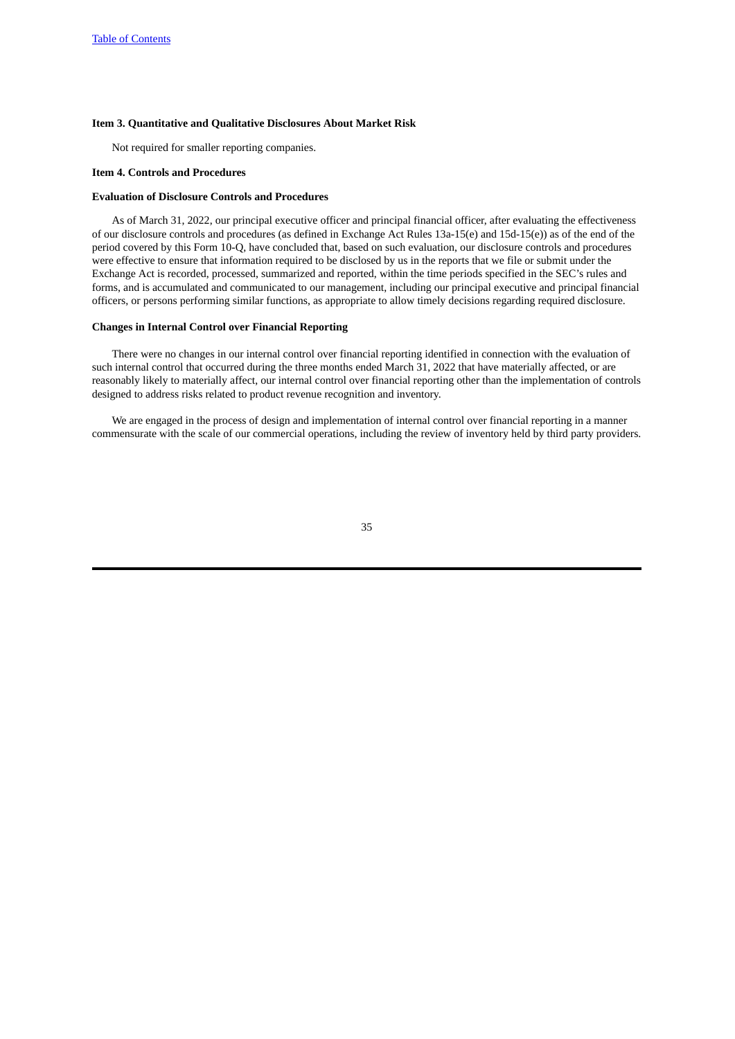### Item 3. Quantitative and Qualitative Disclosures About Market Risk

Not required for smaller reporting companies.

### Item 4. Controls and Procedures

#### Evaluation of Disclosure Controls and Procedures

As of March 31, 2022, our principal executive officer and principal financial officer, after evaluating the effectiveness of our disclosure controls and procedures (as defined in Exchange Act Rules 13a-15(e) and 15d-15(e)) as of the end of the period covered by this Form 10-Q, have concluded that, based on such evaluation, our disclosure controls and procedures were effective to ensure that information required to be disclosed by us in the reports that we file or submit under the Exchange Act is recorded, processed, summarized and reported, within the time periods specified in the SEC's rules and forms, and is accumulated and communicated to our management, including our principal executive and principal financial officers, or persons performing similar functions, as appropriate to allow timely decisions regarding required disclosure.

#### Changes in Internal Control over Financial Reporting

There were no changes in our internal control over financial reporting identified in connection with the evaluation of such internal control that occurred during the three months ended March 31, 2022 that have materially affected, or are reasonably likely to materially affect, our internal control over financial reporting other than the implementation of controls designed to address risks related to product revenue recognition and inventory.

We are engaged in the process of design and implementation of internal control over financial reporting in a manner commensurate with the scale of our commercial operations, including the review of inventory held by third party providers.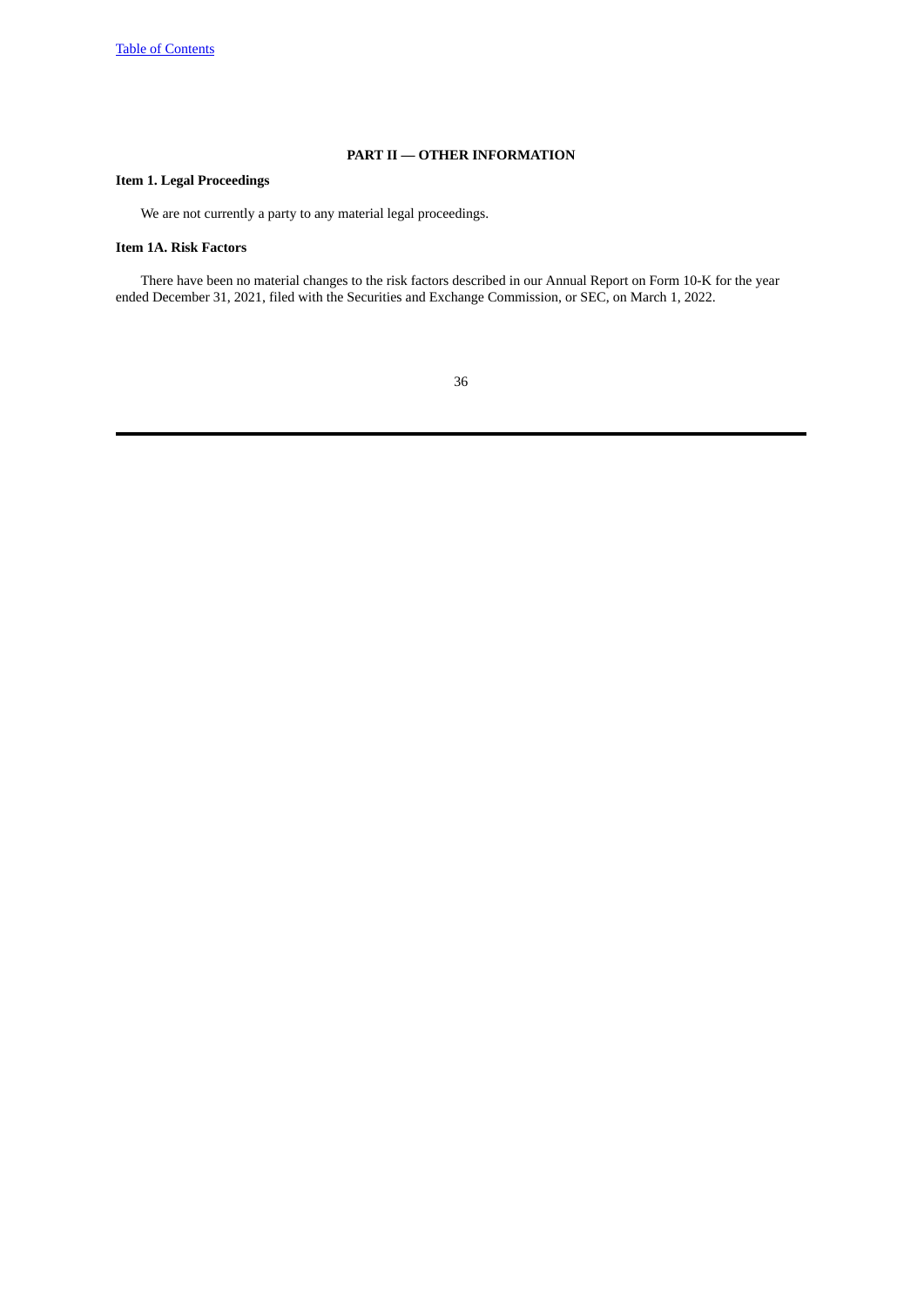## PART II — OTHER INFORMATION

### Item 1. Legal Proceedings

We are not currently a party to any material legal proceedings.

### Item 1A. Risk Factors

There have been no material changes to the risk factors described in our Annual Report on Form 10-K for the year ended December 31, 2021, filed with the Securities and Exchange Commission, or SEC, on March 1, 2022.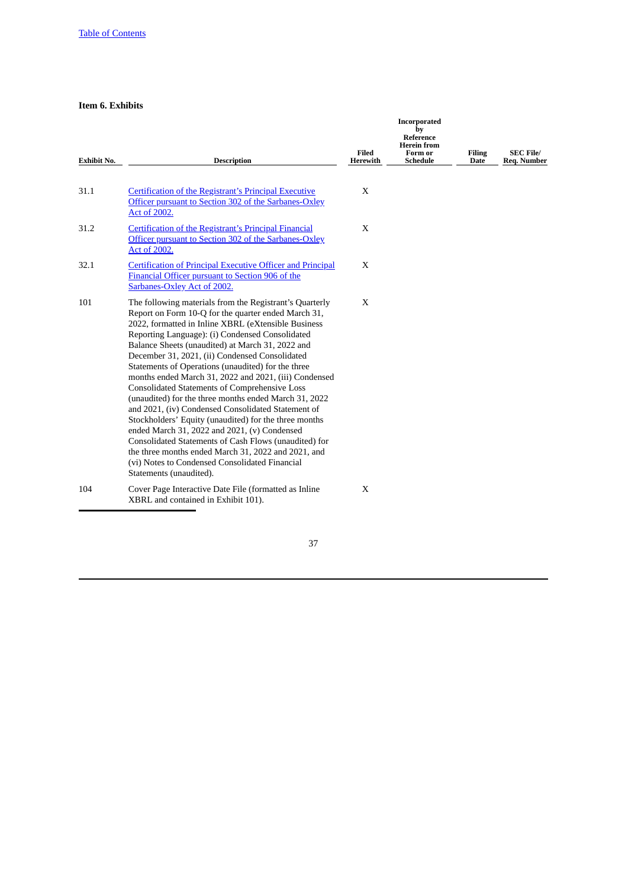## Item 6. Exhibits

| Exhibit No. | Description | Filed Herewith | Incorporated by Reference Herein from Form or Schedule | Filing Date | SEC File/ Reg. Number |
|---|---|---|---|---|---|
| 31.1 | Certification of the Registrant's Principal Executive Officer pursuant to Section 302 of the Sarbanes-Oxley Act of 2002. | X | | | |
| 31.2 | Certification of the Registrant's Principal Financial Officer pursuant to Section 302 of the Sarbanes-Oxley Act of 2002. | X | | | |
| 32.1 | Certification of Principal Executive Officer and Principal Financial Officer pursuant to Section 906 of the Sarbanes-Oxley Act of 2002. | X | | | |
| 101 | The following materials from the Registrant's Quarterly Report on Form 10-Q for the quarter ended March 31, 2022, formatted in Inline XBRL (eXtensible Business Reporting Language): (i) Condensed Consolidated Balance Sheets (unaudited) at March 31, 2022 and December 31, 2021, (ii) Condensed Consolidated Statements of Operations (unaudited) for the three months ended March 31, 2022 and 2021, (iii) Condensed Consolidated Statements of Comprehensive Loss (unaudited) for the three months ended March 31, 2022 and 2021, (iv) Condensed Consolidated Statement of Stockholders' Equity (unaudited) for the three months ended March 31, 2022 and 2021, (v) Condensed Consolidated Statements of Cash Flows (unaudited) for the three months ended March 31, 2022 and 2021, and (vi) Notes to Condensed Consolidated Financial Statements (unaudited). | X | | | |
| 104 | Cover Page Interactive Date File (formatted as Inline XBRL and contained in Exhibit 101). | X | | | |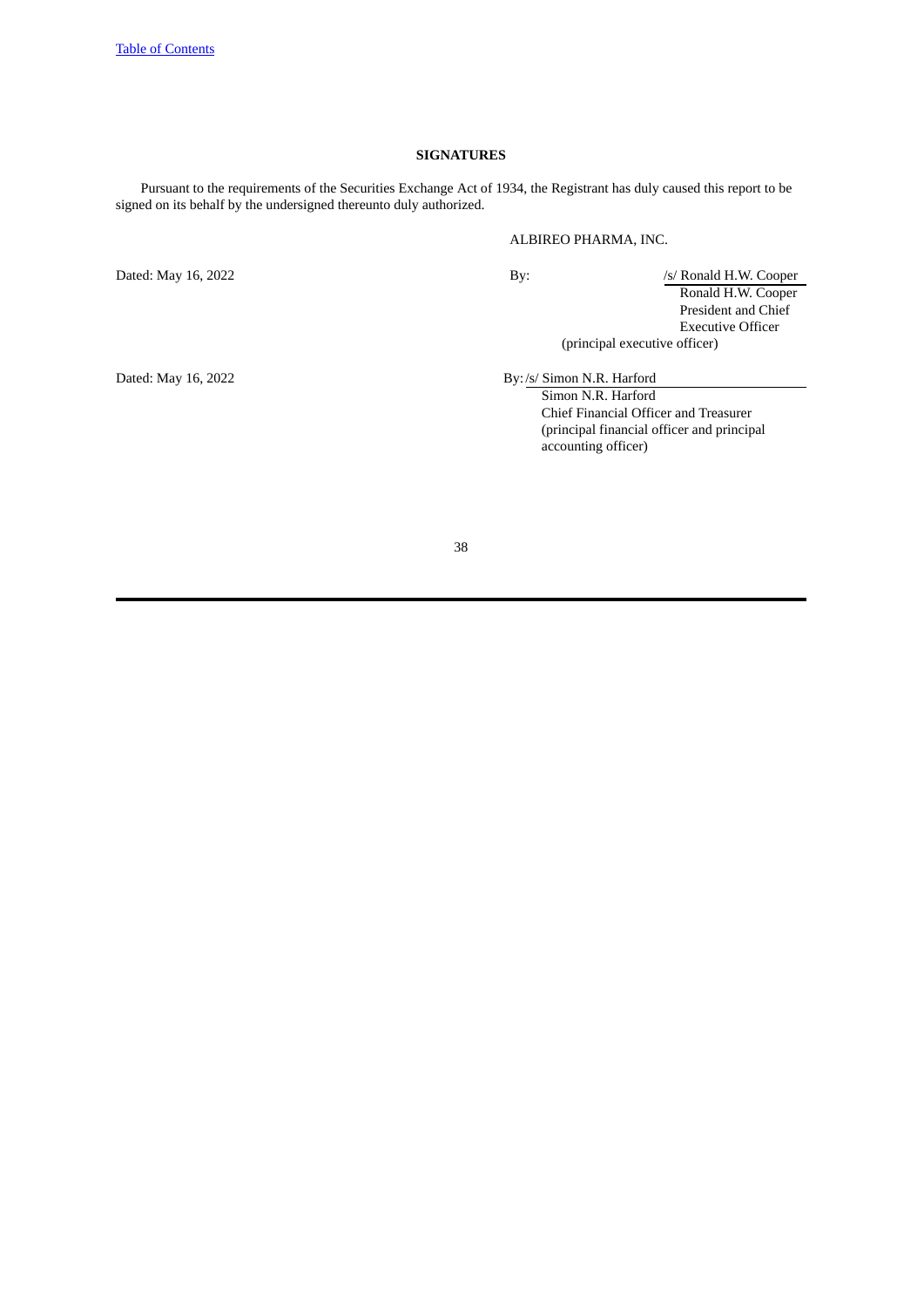## SIGNATURES

Pursuant to the requirements of the Securities Exchange Act of 1934, the Registrant has duly caused this report to be signed on its behalf by the undersigned thereunto duly authorized.

ALBIREO PHARMA, INC.

Dated: May 16, 2022

By: /s/ Ronald H.W. Cooper
Ronald H.W. Cooper
President and Chief Executive Officer
(principal executive officer)

Dated: May 16, 2022

By: /s/ Simon N.R. Harford
Simon N.R. Harford
Chief Financial Officer and Treasurer
(principal financial officer and principal accounting officer)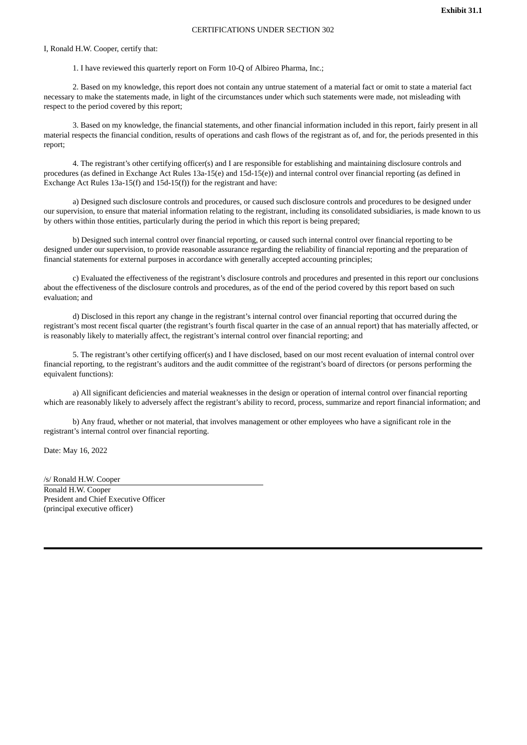**Exhibit 31.1**

CERTIFICATIONS UNDER SECTION 302

I, Ronald H.W. Cooper, certify that:

1. I have reviewed this quarterly report on Form 10-Q of Albireo Pharma, Inc.;

2. Based on my knowledge, this report does not contain any untrue statement of a material fact or omit to state a material fact necessary to make the statements made, in light of the circumstances under which such statements were made, not misleading with respect to the period covered by this report;

3. Based on my knowledge, the financial statements, and other financial information included in this report, fairly present in all material respects the financial condition, results of operations and cash flows of the registrant as of, and for, the periods presented in this report;

4. The registrant's other certifying officer(s) and I are responsible for establishing and maintaining disclosure controls and procedures (as defined in Exchange Act Rules 13a-15(e) and 15d-15(e)) and internal control over financial reporting (as defined in Exchange Act Rules 13a-15(f) and 15d-15(f)) for the registrant and have:

a) Designed such disclosure controls and procedures, or caused such disclosure controls and procedures to be designed under our supervision, to ensure that material information relating to the registrant, including its consolidated subsidiaries, is made known to us by others within those entities, particularly during the period in which this report is being prepared;

b) Designed such internal control over financial reporting, or caused such internal control over financial reporting to be designed under our supervision, to provide reasonable assurance regarding the reliability of financial reporting and the preparation of financial statements for external purposes in accordance with generally accepted accounting principles;

c) Evaluated the effectiveness of the registrant's disclosure controls and procedures and presented in this report our conclusions about the effectiveness of the disclosure controls and procedures, as of the end of the period covered by this report based on such evaluation; and

d) Disclosed in this report any change in the registrant's internal control over financial reporting that occurred during the registrant's most recent fiscal quarter (the registrant's fourth fiscal quarter in the case of an annual report) that has materially affected, or is reasonably likely to materially affect, the registrant's internal control over financial reporting; and

5. The registrant's other certifying officer(s) and I have disclosed, based on our most recent evaluation of internal control over financial reporting, to the registrant's auditors and the audit committee of the registrant's board of directors (or persons performing the equivalent functions):

a) All significant deficiencies and material weaknesses in the design or operation of internal control over financial reporting which are reasonably likely to adversely affect the registrant's ability to record, process, summarize and report financial information; and

b) Any fraud, whether or not material, that involves management or other employees who have a significant role in the registrant's internal control over financial reporting.

Date: May 16, 2022

/s/ Ronald H.W. Cooper

Ronald H.W. Cooper
President and Chief Executive Officer
(principal executive officer)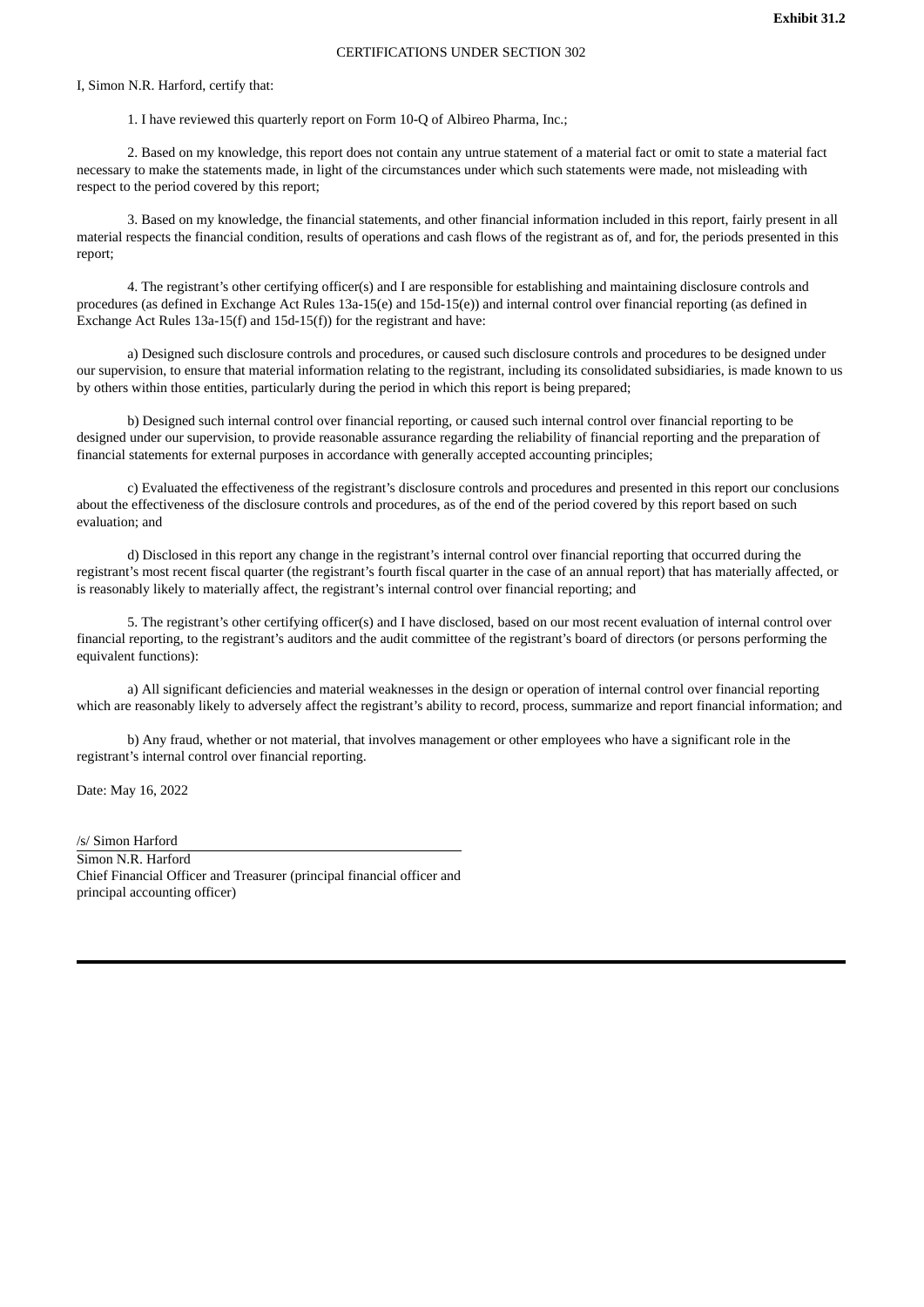**Exhibit 31.2**

CERTIFICATIONS UNDER SECTION 302

I, Simon N.R. Harford, certify that:

1. I have reviewed this quarterly report on Form 10-Q of Albireo Pharma, Inc.;

2. Based on my knowledge, this report does not contain any untrue statement of a material fact or omit to state a material fact necessary to make the statements made, in light of the circumstances under which such statements were made, not misleading with respect to the period covered by this report;

3. Based on my knowledge, the financial statements, and other financial information included in this report, fairly present in all material respects the financial condition, results of operations and cash flows of the registrant as of, and for, the periods presented in this report;

4. The registrant's other certifying officer(s) and I are responsible for establishing and maintaining disclosure controls and procedures (as defined in Exchange Act Rules 13a-15(e) and 15d-15(e)) and internal control over financial reporting (as defined in Exchange Act Rules 13a-15(f) and 15d-15(f)) for the registrant and have:

a) Designed such disclosure controls and procedures, or caused such disclosure controls and procedures to be designed under our supervision, to ensure that material information relating to the registrant, including its consolidated subsidiaries, is made known to us by others within those entities, particularly during the period in which this report is being prepared;

b) Designed such internal control over financial reporting, or caused such internal control over financial reporting to be designed under our supervision, to provide reasonable assurance regarding the reliability of financial reporting and the preparation of financial statements for external purposes in accordance with generally accepted accounting principles;

c) Evaluated the effectiveness of the registrant's disclosure controls and procedures and presented in this report our conclusions about the effectiveness of the disclosure controls and procedures, as of the end of the period covered by this report based on such evaluation; and

d) Disclosed in this report any change in the registrant's internal control over financial reporting that occurred during the registrant's most recent fiscal quarter (the registrant's fourth fiscal quarter in the case of an annual report) that has materially affected, or is reasonably likely to materially affect, the registrant's internal control over financial reporting; and

5. The registrant's other certifying officer(s) and I have disclosed, based on our most recent evaluation of internal control over financial reporting, to the registrant's auditors and the audit committee of the registrant's board of directors (or persons performing the equivalent functions):

a) All significant deficiencies and material weaknesses in the design or operation of internal control over financial reporting which are reasonably likely to adversely affect the registrant's ability to record, process, summarize and report financial information; and

b) Any fraud, whether or not material, that involves management or other employees who have a significant role in the registrant's internal control over financial reporting.

Date: May 16, 2022

/s/ Simon Harford

Simon N.R. Harford
Chief Financial Officer and Treasurer (principal financial officer and principal accounting officer)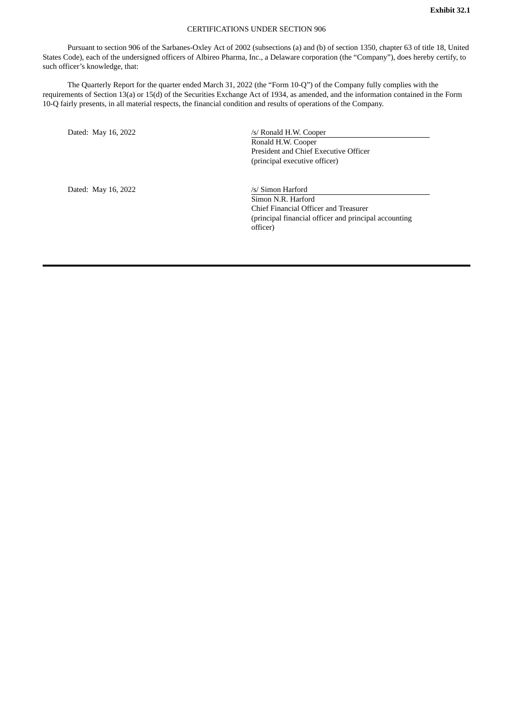**Exhibit 32.1**

CERTIFICATIONS UNDER SECTION 906

Pursuant to section 906 of the Sarbanes-Oxley Act of 2002 (subsections (a) and (b) of section 1350, chapter 63 of title 18, United States Code), each of the undersigned officers of Albireo Pharma, Inc., a Delaware corporation (the "Company"), does hereby certify, to such officer's knowledge, that:

The Quarterly Report for the quarter ended March 31, 2022 (the "Form 10-Q") of the Company fully complies with the requirements of Section 13(a) or 15(d) of the Securities Exchange Act of 1934, as amended, and the information contained in the Form 10-Q fairly presents, in all material respects, the financial condition and results of operations of the Company.

Dated: May 16, 2022

/s/ Ronald H.W. Cooper
Ronald H.W. Cooper
President and Chief Executive Officer
(principal executive officer)

Dated: May 16, 2022

/s/ Simon Harford
Simon N.R. Harford
Chief Financial Officer and Treasurer
(principal financial officer and principal accounting officer)